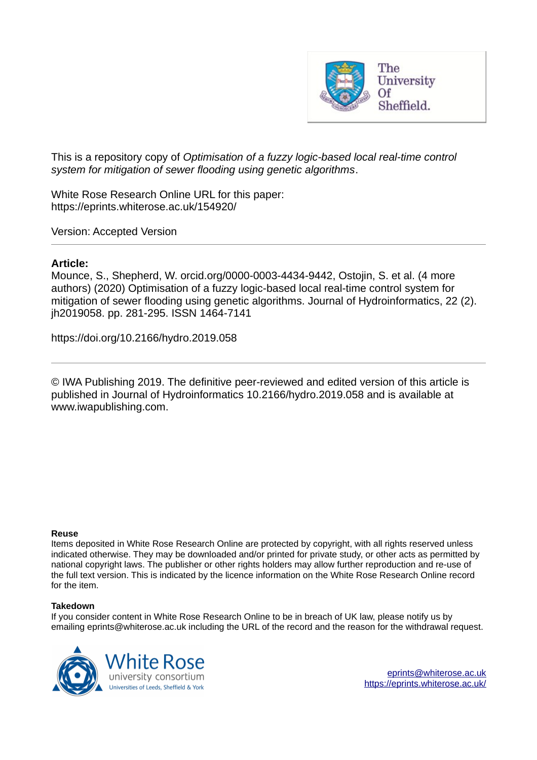This is a repository copy of *Optimisation of a fuzzy logic-based local real-time control system for mitigation of sewer flooding using genetic algorithms*.

White Rose Research Online URL for this paper:
https://eprints.whiterose.ac.uk/154920/

Version: Accepted Version

---

**Article:**

Mounce, S., Shepherd, W. orcid.org/0000-0003-4434-9442, Ostojin, S. et al. (4 more authors) (2020) Optimisation of a fuzzy logic-based local real-time control system for mitigation of sewer flooding using genetic algorithms. Journal of Hydroinformatics, 22 (2). jh2019058. pp. 281-295. ISSN 1464-7141

https://doi.org/10.2166/hydro.2019.058

---

© IWA Publishing 2019. The definitive peer-reviewed and edited version of this article is published in Journal of Hydroinformatics 10.2166/hydro.2019.058 and is available at www.iwapublishing.com.

**Reuse**

Items deposited in White Rose Research Online are protected by copyright, with all rights reserved unless indicated otherwise. They may be downloaded and/or printed for private study, or other acts as permitted by national copyright laws. The publisher or other rights holders may allow further reproduction and re-use of the full text version. This is indicated by the licence information on the White Rose Research Online record for the item.

**Takedown**

If you consider content in White Rose Research Online to be in breach of UK law, please notify us by emailing eprints@whiterose.ac.uk including the URL of the record and the reason for the withdrawal request.

eprints@whiterose.ac.uk
https://eprints.whiterose.ac.uk/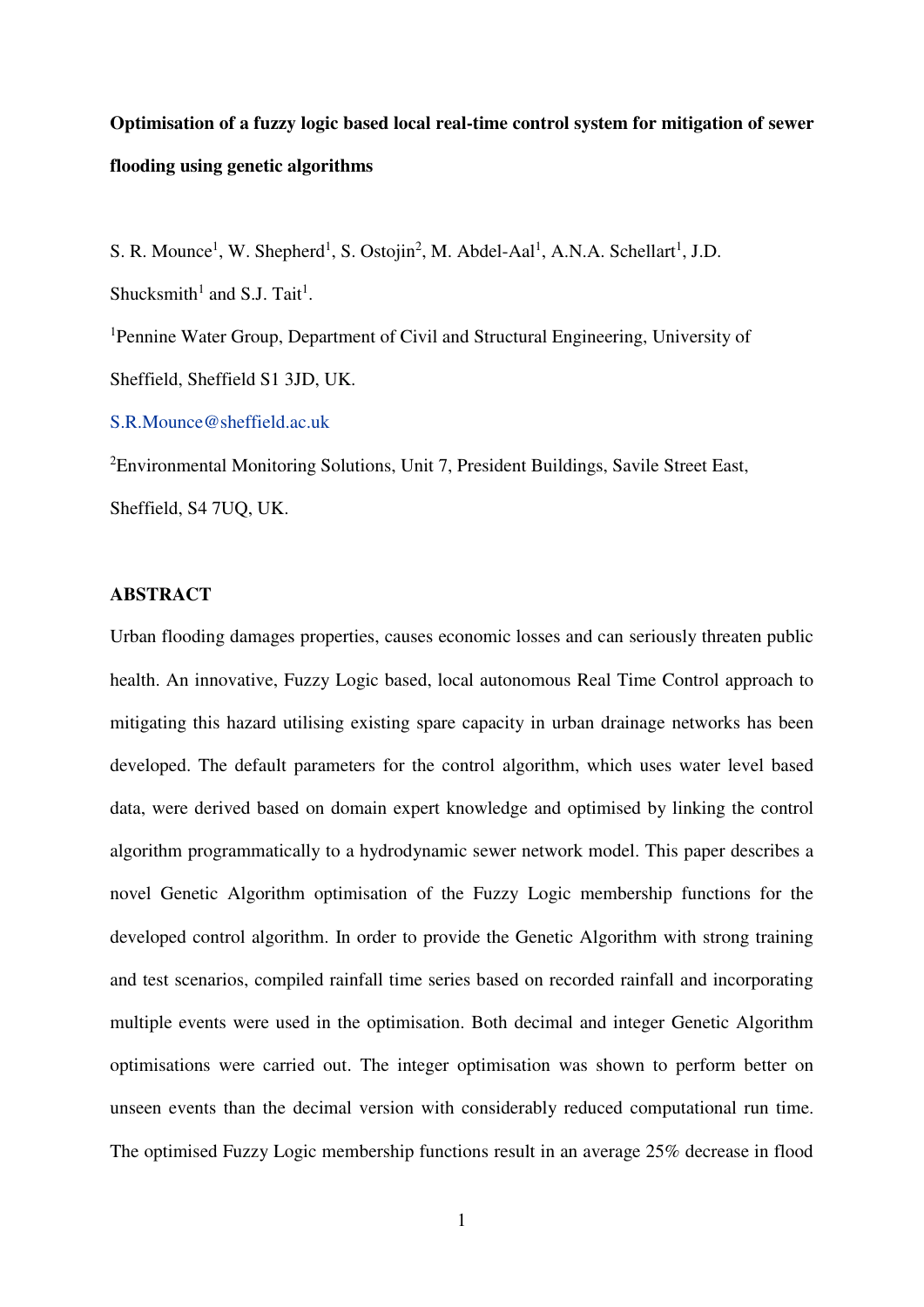**Optimisation of a fuzzy logic based local real-time control system for mitigation of sewer flooding using genetic algorithms**

S. R. Mounce[1], W. Shepherd[1], S. Ostojin[2], M. Abdel-Aal[1], A.N.A. Schellart[1], J.D. Shucksmith[1] and S.J. Tait[1].

[1]Pennine Water Group, Department of Civil and Structural Engineering, University of Sheffield, Sheffield S1 3JD, UK.

S.R.Mounce@sheffield.ac.uk

[2]Environmental Monitoring Solutions, Unit 7, President Buildings, Savile Street East, Sheffield, S4 7UQ, UK.

## ABSTRACT

Urban flooding damages properties, causes economic losses and can seriously threaten public health. An innovative, Fuzzy Logic based, local autonomous Real Time Control approach to mitigating this hazard utilising existing spare capacity in urban drainage networks has been developed. The default parameters for the control algorithm, which uses water level based data, were derived based on domain expert knowledge and optimised by linking the control algorithm programmatically to a hydrodynamic sewer network model. This paper describes a novel Genetic Algorithm optimisation of the Fuzzy Logic membership functions for the developed control algorithm. In order to provide the Genetic Algorithm with strong training and test scenarios, compiled rainfall time series based on recorded rainfall and incorporating multiple events were used in the optimisation. Both decimal and integer Genetic Algorithm optimisations were carried out. The integer optimisation was shown to perform better on unseen events than the decimal version with considerably reduced computational run time. The optimised Fuzzy Logic membership functions result in an average 25% decrease in flood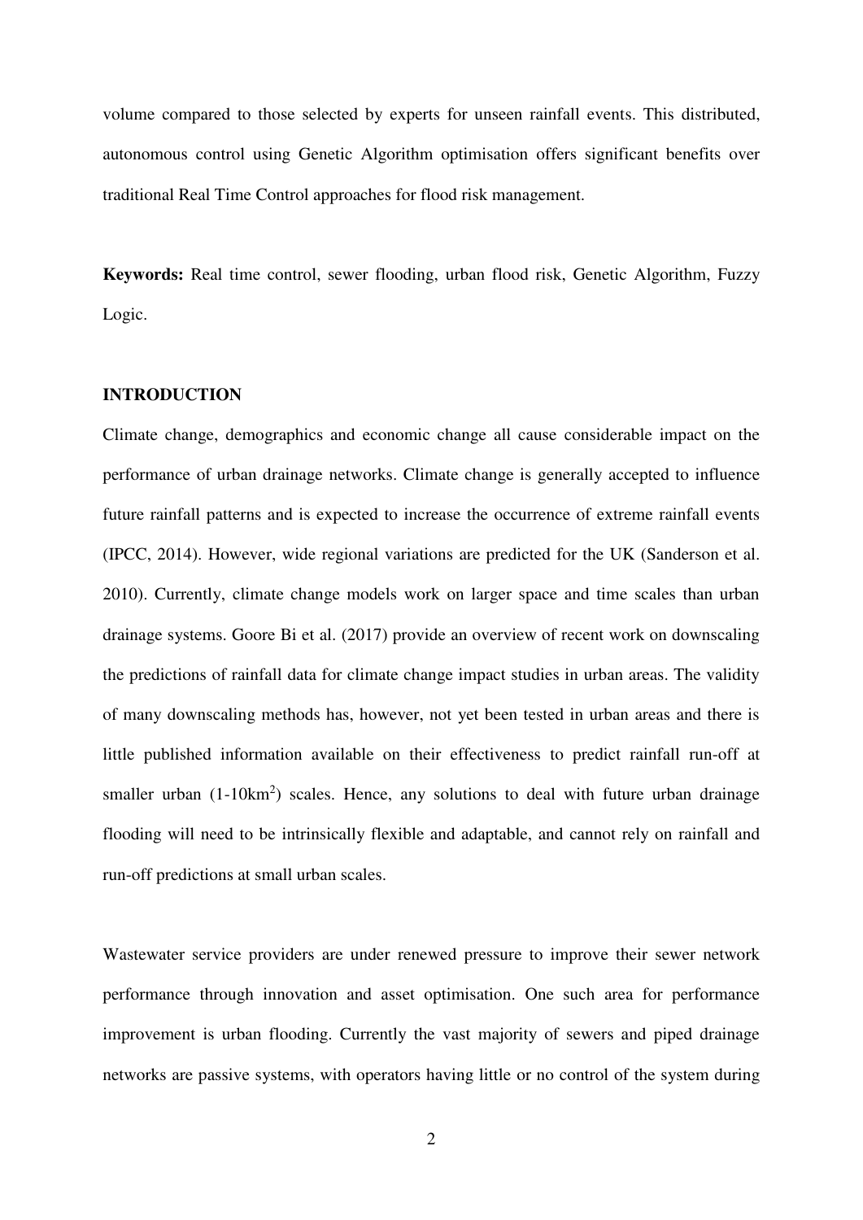volume compared to those selected by experts for unseen rainfall events. This distributed, autonomous control using Genetic Algorithm optimisation offers significant benefits over traditional Real Time Control approaches for flood risk management.

**Keywords:** Real time control, sewer flooding, urban flood risk, Genetic Algorithm, Fuzzy Logic.

## INTRODUCTION

Climate change, demographics and economic change all cause considerable impact on the performance of urban drainage networks. Climate change is generally accepted to influence future rainfall patterns and is expected to increase the occurrence of extreme rainfall events (IPCC, 2014). However, wide regional variations are predicted for the UK (Sanderson et al. 2010). Currently, climate change models work on larger space and time scales than urban drainage systems. Goore Bi et al. (2017) provide an overview of recent work on downscaling the predictions of rainfall data for climate change impact studies in urban areas. The validity of many downscaling methods has, however, not yet been tested in urban areas and there is little published information available on their effectiveness to predict rainfall run-off at smaller urban (1-10km$^2$) scales. Hence, any solutions to deal with future urban drainage flooding will need to be intrinsically flexible and adaptable, and cannot rely on rainfall and run-off predictions at small urban scales.

Wastewater service providers are under renewed pressure to improve their sewer network performance through innovation and asset optimisation. One such area for performance improvement is urban flooding. Currently the vast majority of sewers and piped drainage networks are passive systems, with operators having little or no control of the system during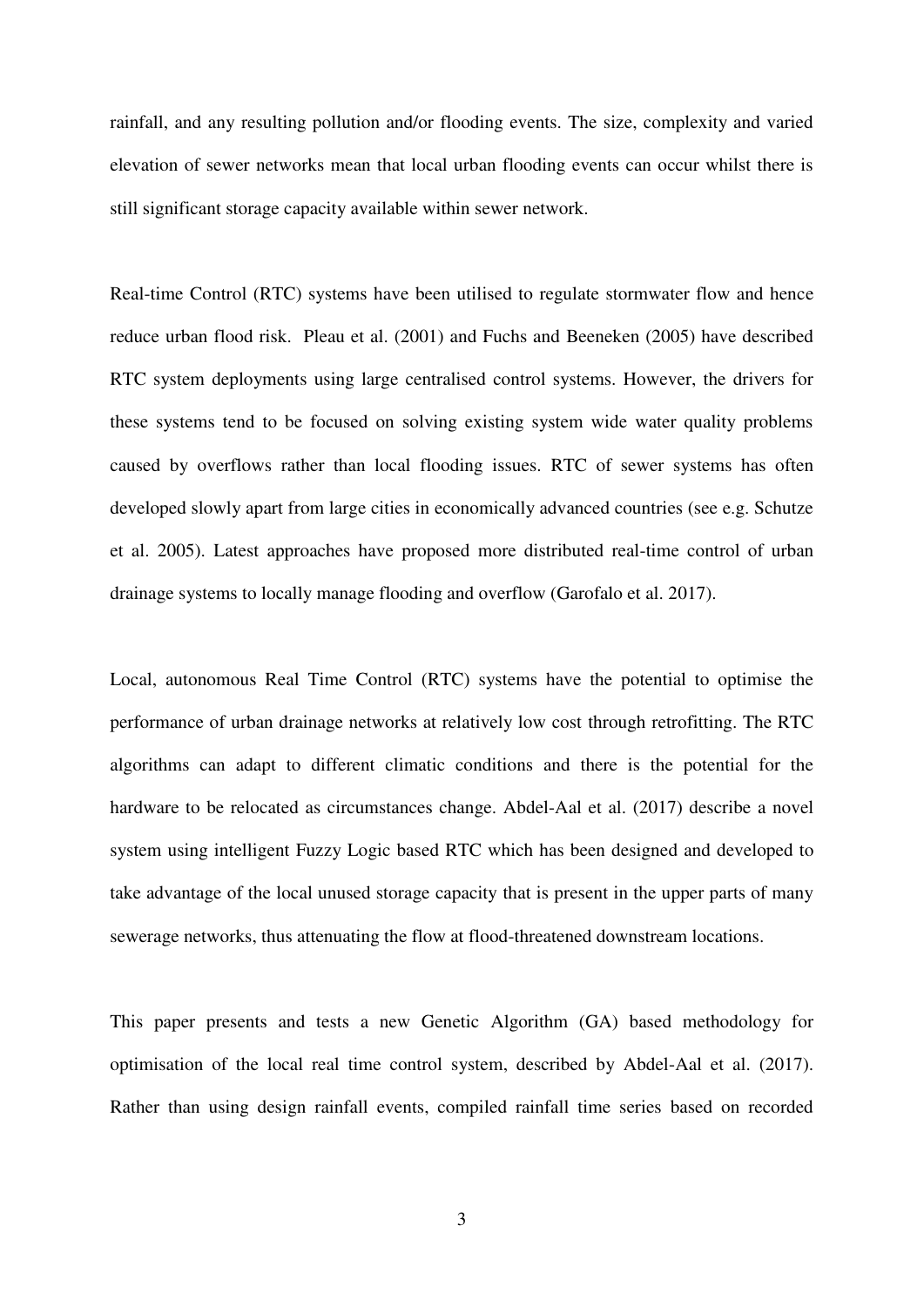rainfall, and any resulting pollution and/or flooding events. The size, complexity and varied elevation of sewer networks mean that local urban flooding events can occur whilst there is still significant storage capacity available within sewer network.

Real-time Control (RTC) systems have been utilised to regulate stormwater flow and hence reduce urban flood risk. Pleau et al. (2001) and Fuchs and Beeneken (2005) have described RTC system deployments using large centralised control systems. However, the drivers for these systems tend to be focused on solving existing system wide water quality problems caused by overflows rather than local flooding issues. RTC of sewer systems has often developed slowly apart from large cities in economically advanced countries (see e.g. Schutze et al. 2005). Latest approaches have proposed more distributed real-time control of urban drainage systems to locally manage flooding and overflow (Garofalo et al. 2017).

Local, autonomous Real Time Control (RTC) systems have the potential to optimise the performance of urban drainage networks at relatively low cost through retrofitting. The RTC algorithms can adapt to different climatic conditions and there is the potential for the hardware to be relocated as circumstances change. Abdel-Aal et al. (2017) describe a novel system using intelligent Fuzzy Logic based RTC which has been designed and developed to take advantage of the local unused storage capacity that is present in the upper parts of many sewerage networks, thus attenuating the flow at flood-threatened downstream locations.

This paper presents and tests a new Genetic Algorithm (GA) based methodology for optimisation of the local real time control system, described by Abdel-Aal et al. (2017). Rather than using design rainfall events, compiled rainfall time series based on recorded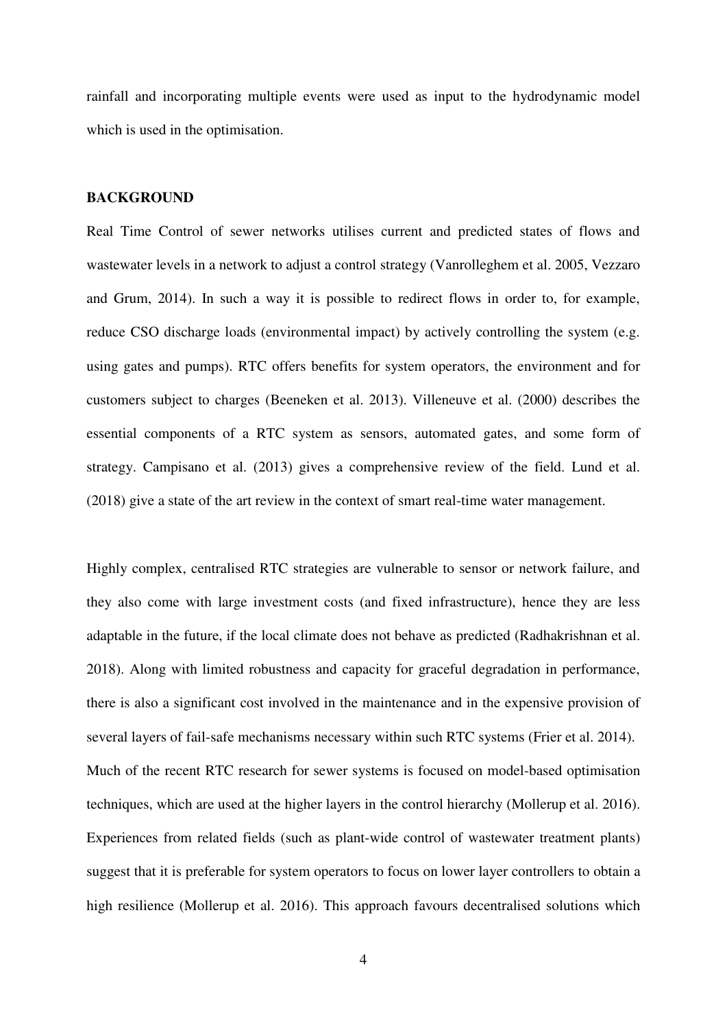rainfall and incorporating multiple events were used as input to the hydrodynamic model which is used in the optimisation.

## BACKGROUND

Real Time Control of sewer networks utilises current and predicted states of flows and wastewater levels in a network to adjust a control strategy (Vanrolleghem et al. 2005, Vezzaro and Grum, 2014). In such a way it is possible to redirect flows in order to, for example, reduce CSO discharge loads (environmental impact) by actively controlling the system (e.g. using gates and pumps). RTC offers benefits for system operators, the environment and for customers subject to charges (Beeneken et al. 2013). Villeneuve et al. (2000) describes the essential components of a RTC system as sensors, automated gates, and some form of strategy. Campisano et al. (2013) gives a comprehensive review of the field. Lund et al. (2018) give a state of the art review in the context of smart real-time water management.

Highly complex, centralised RTC strategies are vulnerable to sensor or network failure, and they also come with large investment costs (and fixed infrastructure), hence they are less adaptable in the future, if the local climate does not behave as predicted (Radhakrishnan et al. 2018). Along with limited robustness and capacity for graceful degradation in performance, there is also a significant cost involved in the maintenance and in the expensive provision of several layers of fail-safe mechanisms necessary within such RTC systems (Frier et al. 2014). Much of the recent RTC research for sewer systems is focused on model-based optimisation techniques, which are used at the higher layers in the control hierarchy (Mollerup et al. 2016). Experiences from related fields (such as plant-wide control of wastewater treatment plants) suggest that it is preferable for system operators to focus on lower layer controllers to obtain a high resilience (Mollerup et al. 2016). This approach favours decentralised solutions which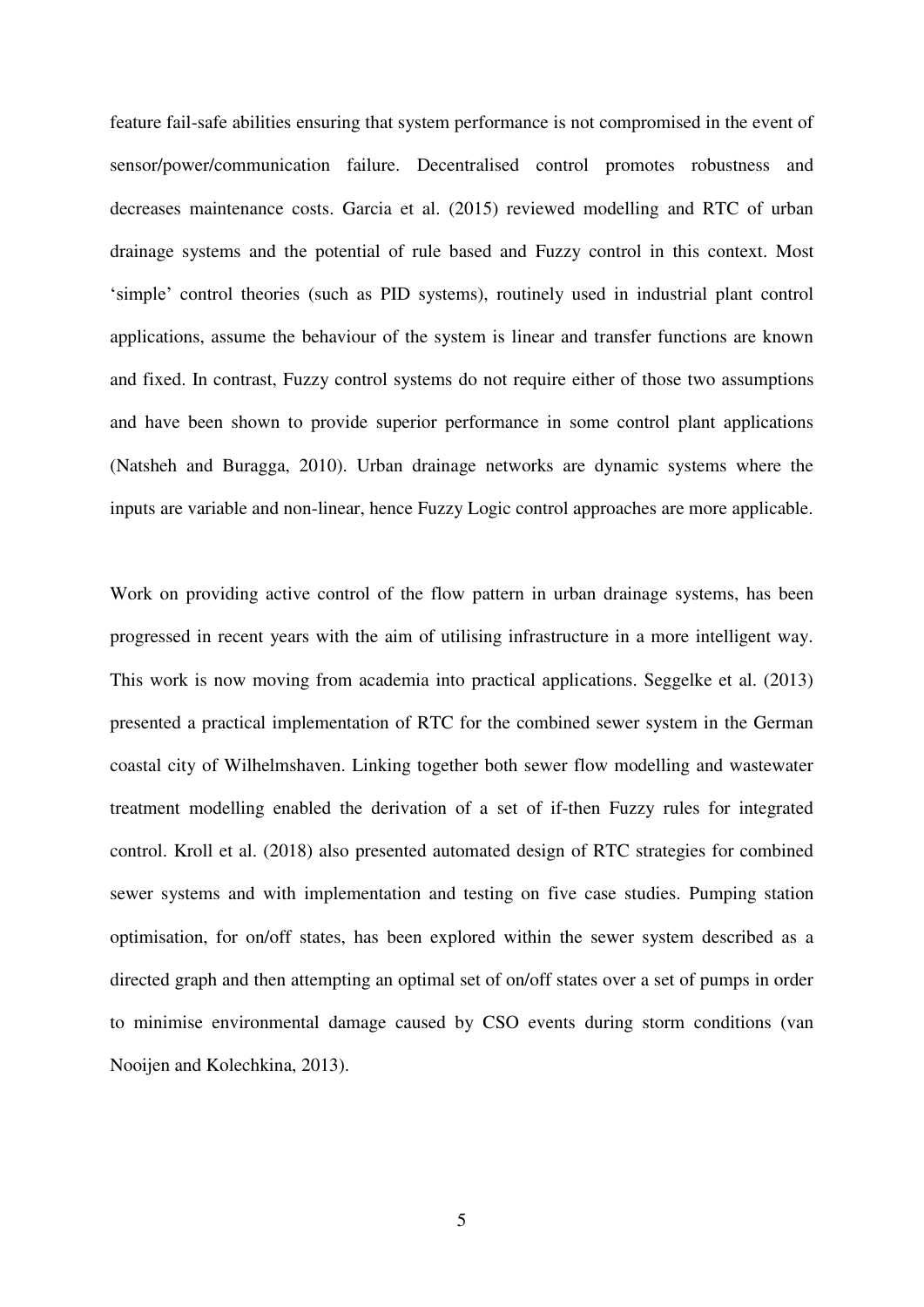feature fail-safe abilities ensuring that system performance is not compromised in the event of sensor/power/communication failure. Decentralised control promotes robustness and decreases maintenance costs. Garcia et al. (2015) reviewed modelling and RTC of urban drainage systems and the potential of rule based and Fuzzy control in this context. Most 'simple' control theories (such as PID systems), routinely used in industrial plant control applications, assume the behaviour of the system is linear and transfer functions are known and fixed. In contrast, Fuzzy control systems do not require either of those two assumptions and have been shown to provide superior performance in some control plant applications (Natsheh and Buragga, 2010). Urban drainage networks are dynamic systems where the inputs are variable and non-linear, hence Fuzzy Logic control approaches are more applicable.

Work on providing active control of the flow pattern in urban drainage systems, has been progressed in recent years with the aim of utilising infrastructure in a more intelligent way. This work is now moving from academia into practical applications. Seggelke et al. (2013) presented a practical implementation of RTC for the combined sewer system in the German coastal city of Wilhelmshaven. Linking together both sewer flow modelling and wastewater treatment modelling enabled the derivation of a set of if-then Fuzzy rules for integrated control. Kroll et al. (2018) also presented automated design of RTC strategies for combined sewer systems and with implementation and testing on five case studies. Pumping station optimisation, for on/off states, has been explored within the sewer system described as a directed graph and then attempting an optimal set of on/off states over a set of pumps in order to minimise environmental damage caused by CSO events during storm conditions (van Nooijen and Kolechkina, 2013).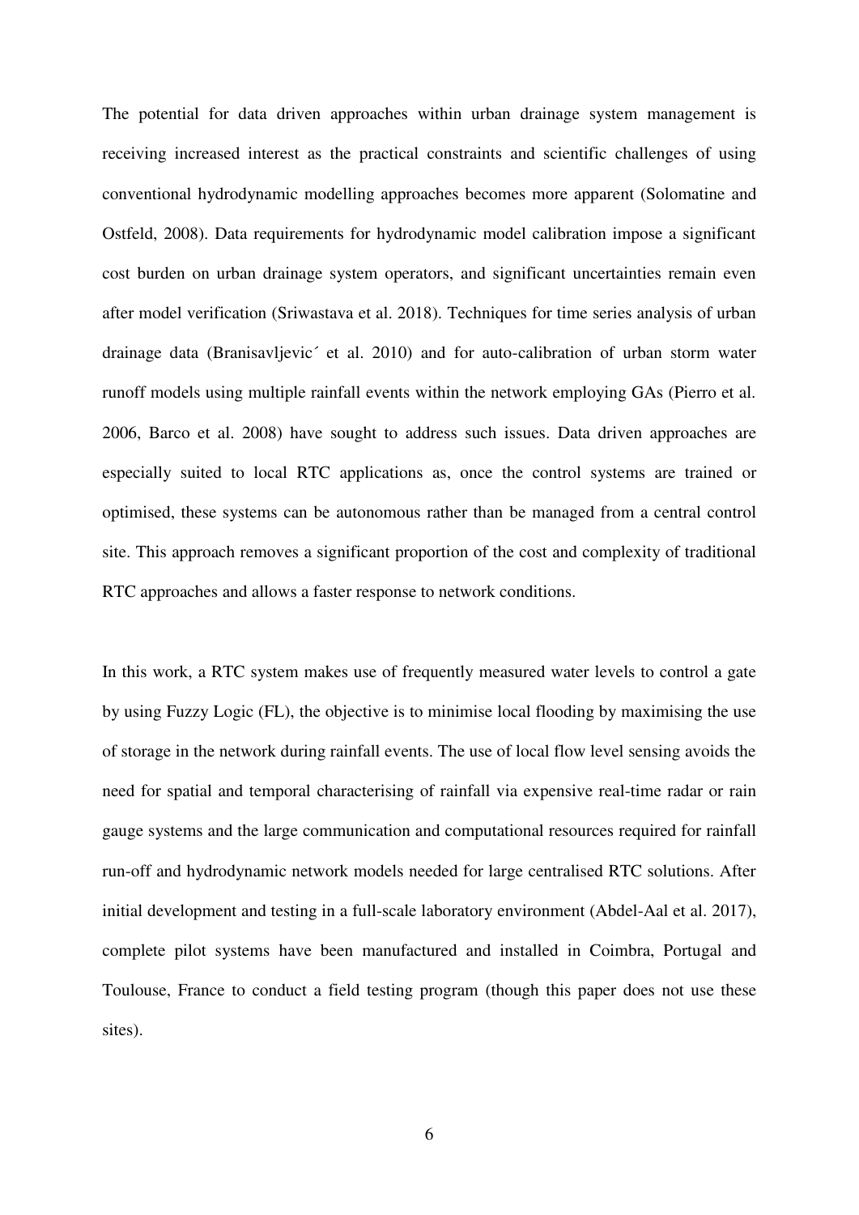The potential for data driven approaches within urban drainage system management is receiving increased interest as the practical constraints and scientific challenges of using conventional hydrodynamic modelling approaches becomes more apparent (Solomatine and Ostfeld, 2008). Data requirements for hydrodynamic model calibration impose a significant cost burden on urban drainage system operators, and significant uncertainties remain even after model verification (Sriwastava et al. 2018). Techniques for time series analysis of urban drainage data (Branisavljevic´ et al. 2010) and for auto-calibration of urban storm water runoff models using multiple rainfall events within the network employing GAs (Pierro et al. 2006, Barco et al. 2008) have sought to address such issues. Data driven approaches are especially suited to local RTC applications as, once the control systems are trained or optimised, these systems can be autonomous rather than be managed from a central control site. This approach removes a significant proportion of the cost and complexity of traditional RTC approaches and allows a faster response to network conditions.

In this work, a RTC system makes use of frequently measured water levels to control a gate by using Fuzzy Logic (FL), the objective is to minimise local flooding by maximising the use of storage in the network during rainfall events. The use of local flow level sensing avoids the need for spatial and temporal characterising of rainfall via expensive real-time radar or rain gauge systems and the large communication and computational resources required for rainfall run-off and hydrodynamic network models needed for large centralised RTC solutions. After initial development and testing in a full-scale laboratory environment (Abdel-Aal et al. 2017), complete pilot systems have been manufactured and installed in Coimbra, Portugal and Toulouse, France to conduct a field testing program (though this paper does not use these sites).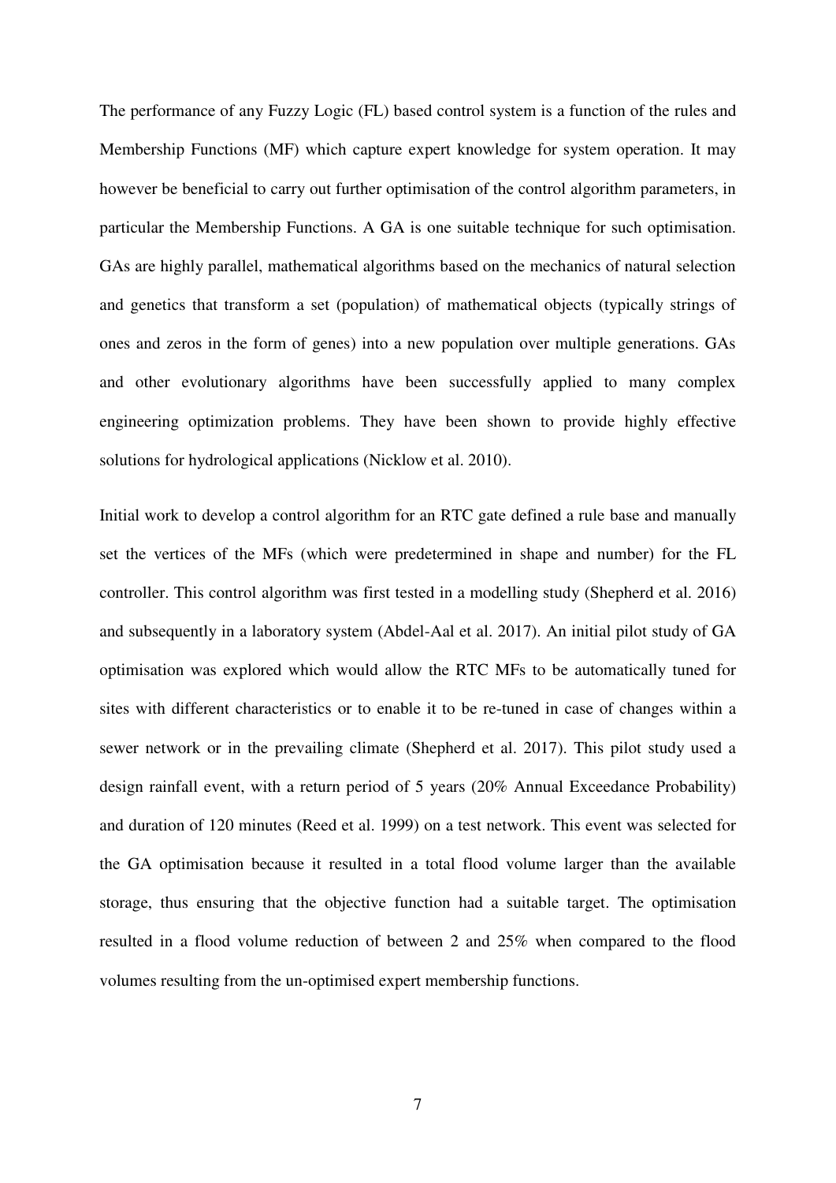The performance of any Fuzzy Logic (FL) based control system is a function of the rules and Membership Functions (MF) which capture expert knowledge for system operation. It may however be beneficial to carry out further optimisation of the control algorithm parameters, in particular the Membership Functions. A GA is one suitable technique for such optimisation. GAs are highly parallel, mathematical algorithms based on the mechanics of natural selection and genetics that transform a set (population) of mathematical objects (typically strings of ones and zeros in the form of genes) into a new population over multiple generations. GAs and other evolutionary algorithms have been successfully applied to many complex engineering optimization problems. They have been shown to provide highly effective solutions for hydrological applications (Nicklow et al. 2010).

Initial work to develop a control algorithm for an RTC gate defined a rule base and manually set the vertices of the MFs (which were predetermined in shape and number) for the FL controller. This control algorithm was first tested in a modelling study (Shepherd et al. 2016) and subsequently in a laboratory system (Abdel-Aal et al. 2017). An initial pilot study of GA optimisation was explored which would allow the RTC MFs to be automatically tuned for sites with different characteristics or to enable it to be re-tuned in case of changes within a sewer network or in the prevailing climate (Shepherd et al. 2017). This pilot study used a design rainfall event, with a return period of 5 years (20% Annual Exceedance Probability) and duration of 120 minutes (Reed et al. 1999) on a test network. This event was selected for the GA optimisation because it resulted in a total flood volume larger than the available storage, thus ensuring that the objective function had a suitable target. The optimisation resulted in a flood volume reduction of between 2 and 25% when compared to the flood volumes resulting from the un-optimised expert membership functions.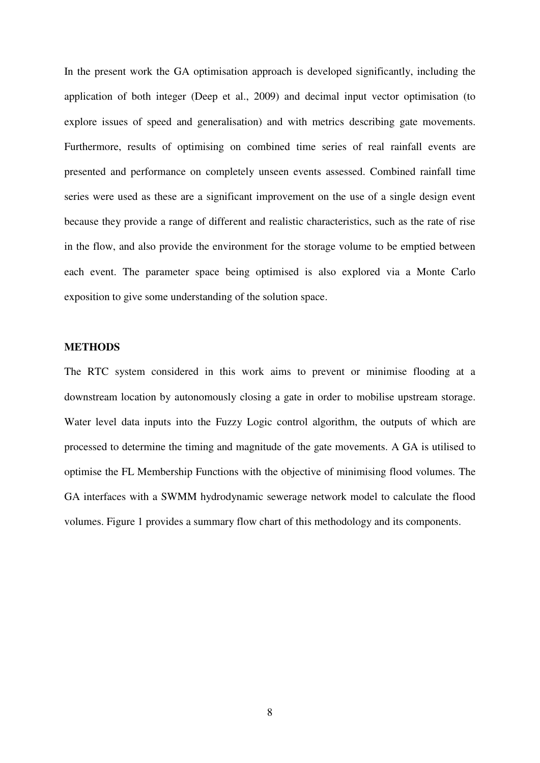In the present work the GA optimisation approach is developed significantly, including the application of both integer (Deep et al., 2009) and decimal input vector optimisation (to explore issues of speed and generalisation) and with metrics describing gate movements. Furthermore, results of optimising on combined time series of real rainfall events are presented and performance on completely unseen events assessed. Combined rainfall time series were used as these are a significant improvement on the use of a single design event because they provide a range of different and realistic characteristics, such as the rate of rise in the flow, and also provide the environment for the storage volume to be emptied between each event. The parameter space being optimised is also explored via a Monte Carlo exposition to give some understanding of the solution space.

## METHODS

The RTC system considered in this work aims to prevent or minimise flooding at a downstream location by autonomously closing a gate in order to mobilise upstream storage. Water level data inputs into the Fuzzy Logic control algorithm, the outputs of which are processed to determine the timing and magnitude of the gate movements. A GA is utilised to optimise the FL Membership Functions with the objective of minimising flood volumes. The GA interfaces with a SWMM hydrodynamic sewerage network model to calculate the flood volumes. Figure 1 provides a summary flow chart of this methodology and its components.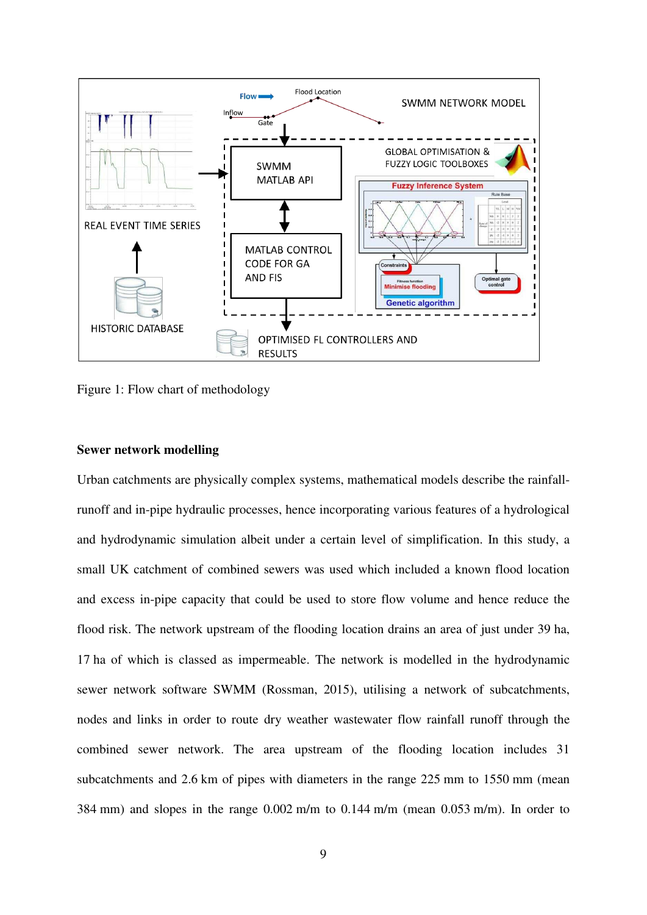Figure 1: Flow chart of methodology

## Sewer network modelling

Urban catchments are physically complex systems, mathematical models describe the rainfall-runoff and in-pipe hydraulic processes, hence incorporating various features of a hydrological and hydrodynamic simulation albeit under a certain level of simplification. In this study, a small UK catchment of combined sewers was used which included a known flood location and excess in-pipe capacity that could be used to store flow volume and hence reduce the flood risk. The network upstream of the flooding location drains an area of just under 39 ha, 17 ha of which is classed as impermeable. The network is modelled in the hydrodynamic sewer network software SWMM (Rossman, 2015), utilising a network of subcatchments, nodes and links in order to route dry weather wastewater flow rainfall runoff through the combined sewer network. The area upstream of the flooding location includes 31 subcatchments and 2.6 km of pipes with diameters in the range 225 mm to 1550 mm (mean 384 mm) and slopes in the range 0.002 m/m to 0.144 m/m (mean 0.053 m/m). In order to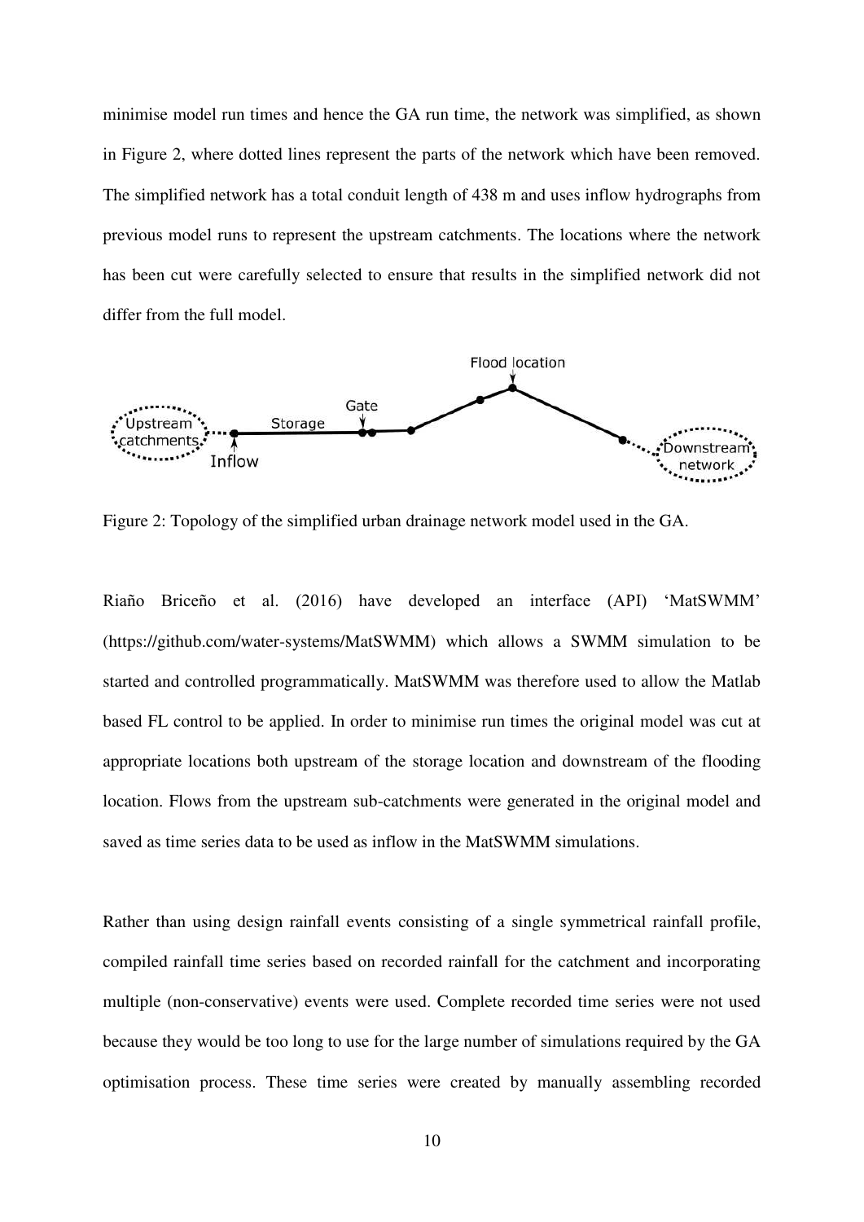minimise model run times and hence the GA run time, the network was simplified, as shown in Figure 2, where dotted lines represent the parts of the network which have been removed. The simplified network has a total conduit length of 438 m and uses inflow hydrographs from previous model runs to represent the upstream catchments. The locations where the network has been cut were carefully selected to ensure that results in the simplified network did not differ from the full model.

Figure 2: Topology of the simplified urban drainage network model used in the GA.

Riaño Briceño et al. (2016) have developed an interface (API) 'MatSWMM' (https://github.com/water-systems/MatSWMM) which allows a SWMM simulation to be started and controlled programmatically. MatSWMM was therefore used to allow the Matlab based FL control to be applied. In order to minimise run times the original model was cut at appropriate locations both upstream of the storage location and downstream of the flooding location. Flows from the upstream sub-catchments were generated in the original model and saved as time series data to be used as inflow in the MatSWMM simulations.

Rather than using design rainfall events consisting of a single symmetrical rainfall profile, compiled rainfall time series based on recorded rainfall for the catchment and incorporating multiple (non-conservative) events were used. Complete recorded time series were not used because they would be too long to use for the large number of simulations required by the GA optimisation process. These time series were created by manually assembling recorded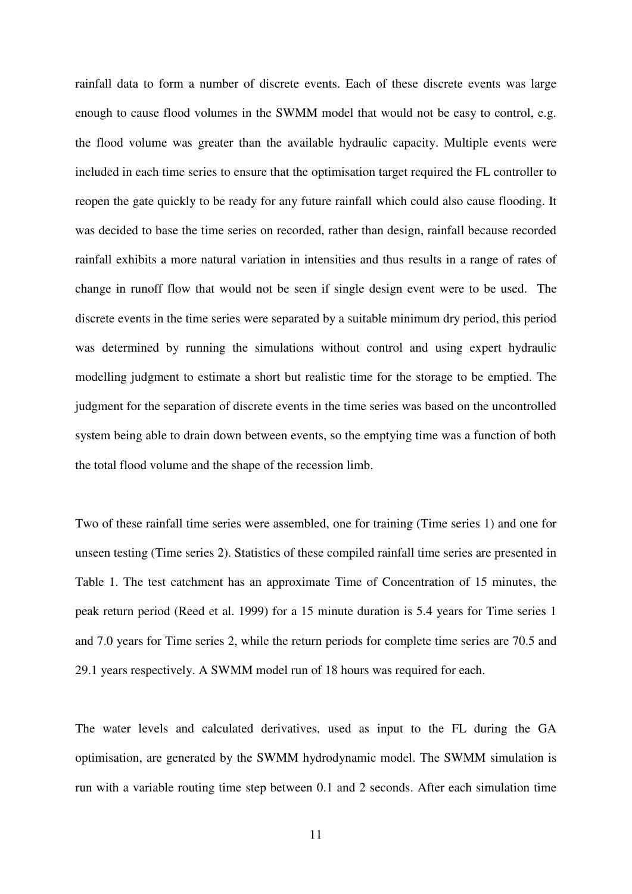rainfall data to form a number of discrete events. Each of these discrete events was large enough to cause flood volumes in the SWMM model that would not be easy to control, e.g. the flood volume was greater than the available hydraulic capacity. Multiple events were included in each time series to ensure that the optimisation target required the FL controller to reopen the gate quickly to be ready for any future rainfall which could also cause flooding. It was decided to base the time series on recorded, rather than design, rainfall because recorded rainfall exhibits a more natural variation in intensities and thus results in a range of rates of change in runoff flow that would not be seen if single design event were to be used. The discrete events in the time series were separated by a suitable minimum dry period, this period was determined by running the simulations without control and using expert hydraulic modelling judgment to estimate a short but realistic time for the storage to be emptied. The judgment for the separation of discrete events in the time series was based on the uncontrolled system being able to drain down between events, so the emptying time was a function of both the total flood volume and the shape of the recession limb.

Two of these rainfall time series were assembled, one for training (Time series 1) and one for unseen testing (Time series 2). Statistics of these compiled rainfall time series are presented in Table 1. The test catchment has an approximate Time of Concentration of 15 minutes, the peak return period (Reed et al. 1999) for a 15 minute duration is 5.4 years for Time series 1 and 7.0 years for Time series 2, while the return periods for complete time series are 70.5 and 29.1 years respectively. A SWMM model run of 18 hours was required for each.

The water levels and calculated derivatives, used as input to the FL during the GA optimisation, are generated by the SWMM hydrodynamic model. The SWMM simulation is run with a variable routing time step between 0.1 and 2 seconds. After each simulation time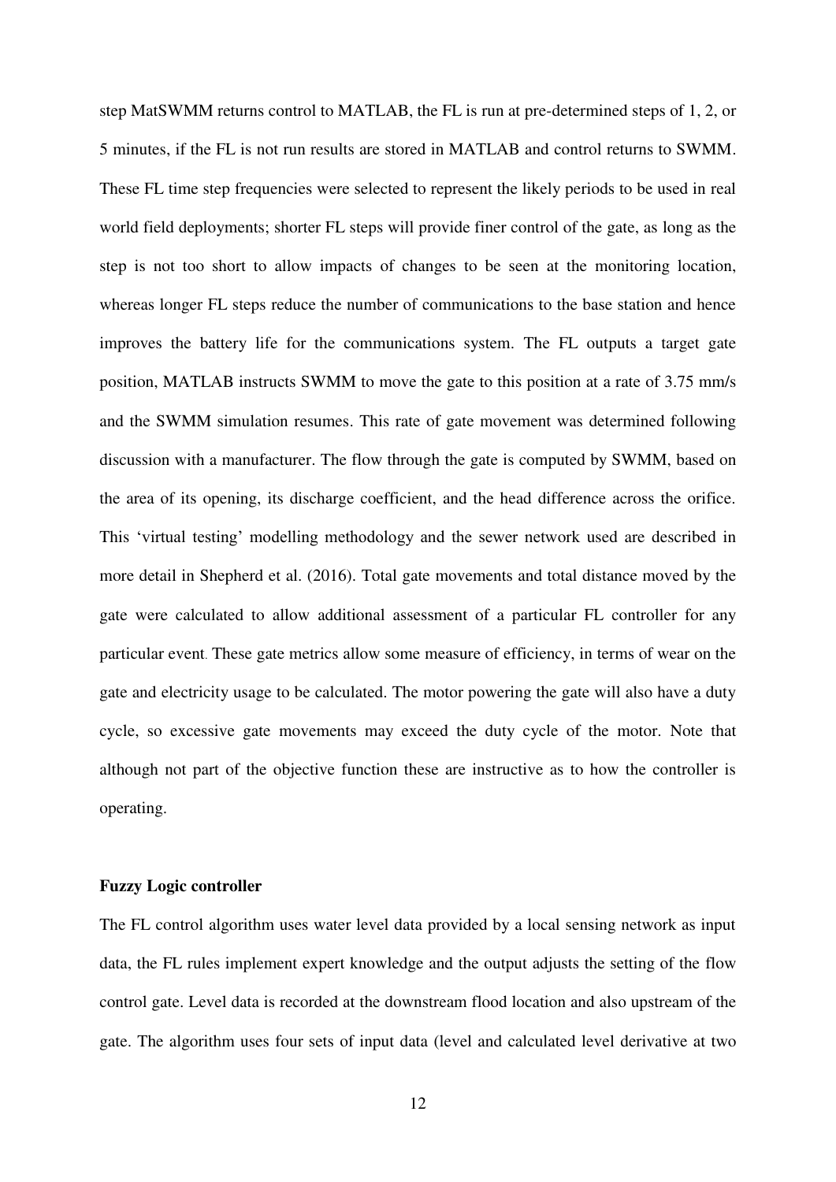step MatSWMM returns control to MATLAB, the FL is run at pre-determined steps of 1, 2, or 5 minutes, if the FL is not run results are stored in MATLAB and control returns to SWMM. These FL time step frequencies were selected to represent the likely periods to be used in real world field deployments; shorter FL steps will provide finer control of the gate, as long as the step is not too short to allow impacts of changes to be seen at the monitoring location, whereas longer FL steps reduce the number of communications to the base station and hence improves the battery life for the communications system. The FL outputs a target gate position, MATLAB instructs SWMM to move the gate to this position at a rate of 3.75 mm/s and the SWMM simulation resumes. This rate of gate movement was determined following discussion with a manufacturer. The flow through the gate is computed by SWMM, based on the area of its opening, its discharge coefficient, and the head difference across the orifice. This 'virtual testing' modelling methodology and the sewer network used are described in more detail in Shepherd et al. (2016). Total gate movements and total distance moved by the gate were calculated to allow additional assessment of a particular FL controller for any particular event. These gate metrics allow some measure of efficiency, in terms of wear on the gate and electricity usage to be calculated. The motor powering the gate will also have a duty cycle, so excessive gate movements may exceed the duty cycle of the motor. Note that although not part of the objective function these are instructive as to how the controller is operating.

**Fuzzy Logic controller**

The FL control algorithm uses water level data provided by a local sensing network as input data, the FL rules implement expert knowledge and the output adjusts the setting of the flow control gate. Level data is recorded at the downstream flood location and also upstream of the gate. The algorithm uses four sets of input data (level and calculated level derivative at two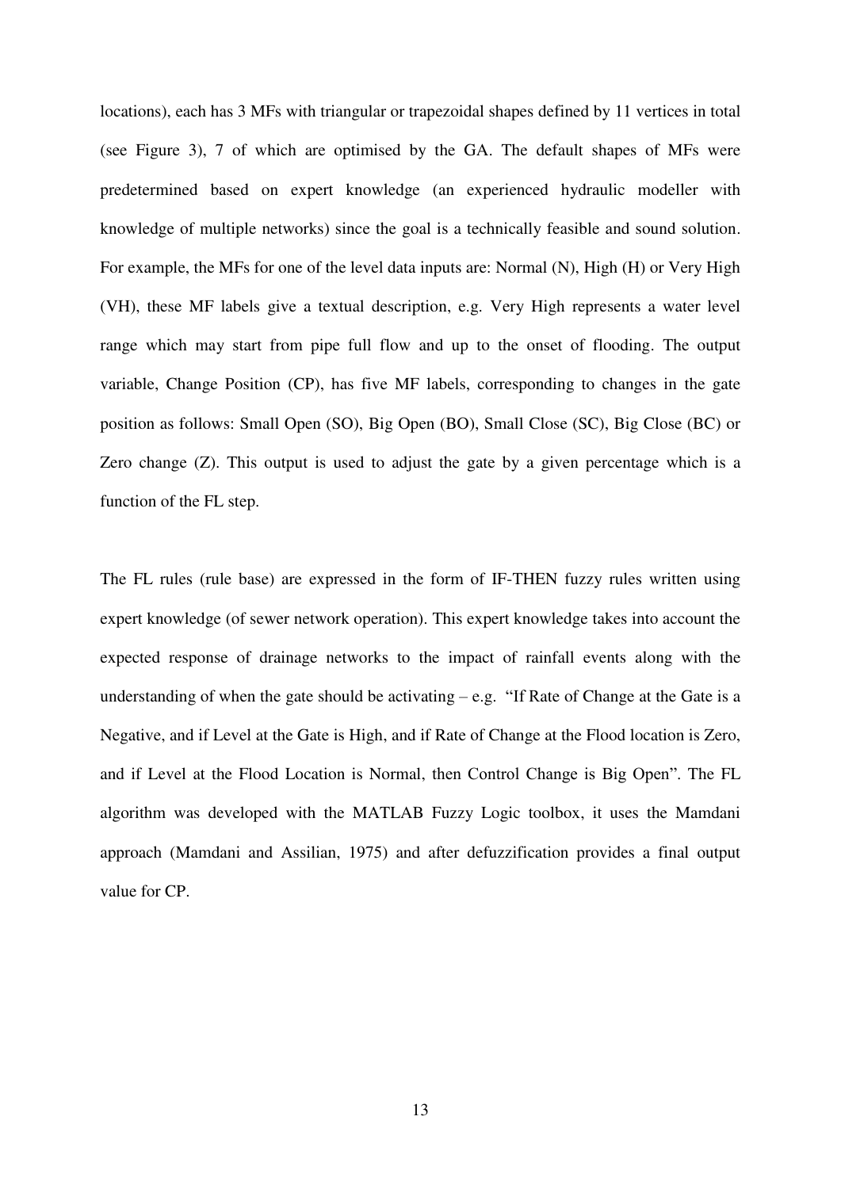locations), each has 3 MFs with triangular or trapezoidal shapes defined by 11 vertices in total (see Figure 3), 7 of which are optimised by the GA. The default shapes of MFs were predetermined based on expert knowledge (an experienced hydraulic modeller with knowledge of multiple networks) since the goal is a technically feasible and sound solution. For example, the MFs for one of the level data inputs are: Normal (N), High (H) or Very High (VH), these MF labels give a textual description, e.g. Very High represents a water level range which may start from pipe full flow and up to the onset of flooding. The output variable, Change Position (CP), has five MF labels, corresponding to changes in the gate position as follows: Small Open (SO), Big Open (BO), Small Close (SC), Big Close (BC) or Zero change (Z). This output is used to adjust the gate by a given percentage which is a function of the FL step.

The FL rules (rule base) are expressed in the form of IF-THEN fuzzy rules written using expert knowledge (of sewer network operation). This expert knowledge takes into account the expected response of drainage networks to the impact of rainfall events along with the understanding of when the gate should be activating – e.g. "If Rate of Change at the Gate is a Negative, and if Level at the Gate is High, and if Rate of Change at the Flood location is Zero, and if Level at the Flood Location is Normal, then Control Change is Big Open". The FL algorithm was developed with the MATLAB Fuzzy Logic toolbox, it uses the Mamdani approach (Mamdani and Assilian, 1975) and after defuzzification provides a final output value for CP.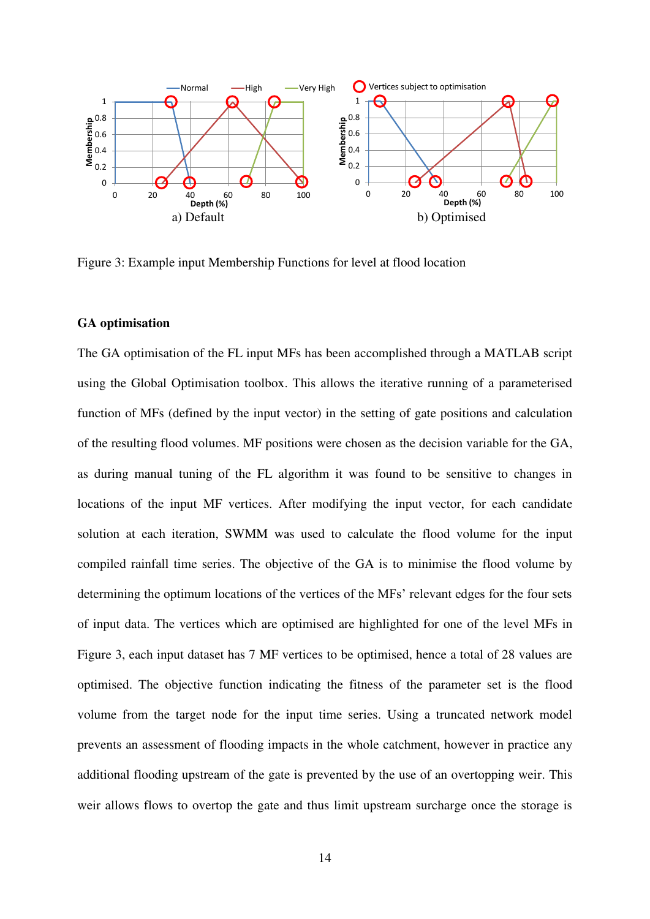Figure 3: Example input Membership Functions for level at flood location

**GA optimisation**

The GA optimisation of the FL input MFs has been accomplished through a MATLAB script using the Global Optimisation toolbox. This allows the iterative running of a parameterised function of MFs (defined by the input vector) in the setting of gate positions and calculation of the resulting flood volumes. MF positions were chosen as the decision variable for the GA, as during manual tuning of the FL algorithm it was found to be sensitive to changes in locations of the input MF vertices. After modifying the input vector, for each candidate solution at each iteration, SWMM was used to calculate the flood volume for the input compiled rainfall time series. The objective of the GA is to minimise the flood volume by determining the optimum locations of the vertices of the MFs' relevant edges for the four sets of input data. The vertices which are optimised are highlighted for one of the level MFs in Figure 3, each input dataset has 7 MF vertices to be optimised, hence a total of 28 values are optimised. The objective function indicating the fitness of the parameter set is the flood volume from the target node for the input time series. Using a truncated network model prevents an assessment of flooding impacts in the whole catchment, however in practice any additional flooding upstream of the gate is prevented by the use of an overtopping weir. This weir allows flows to overtop the gate and thus limit upstream surcharge once the storage is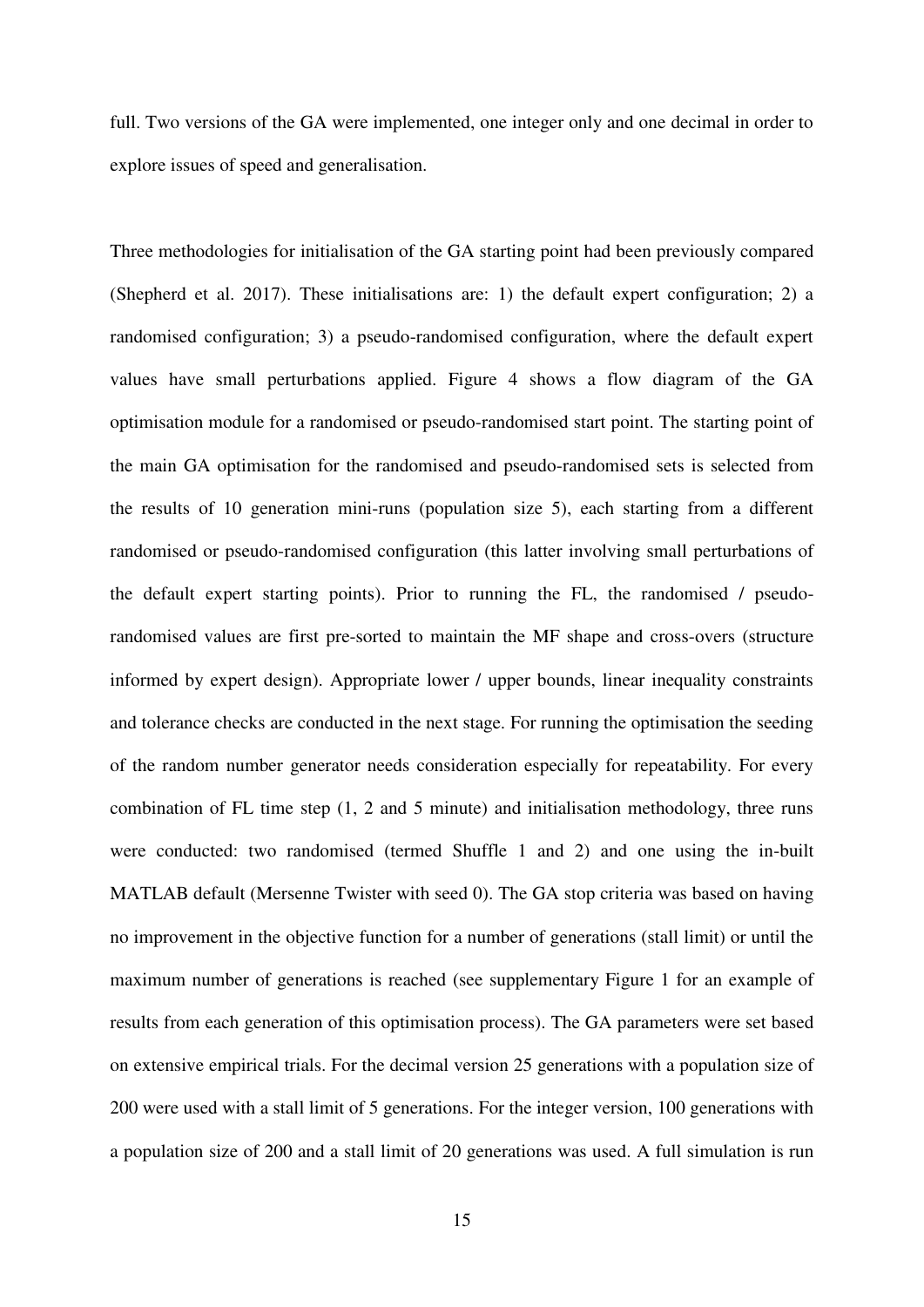full. Two versions of the GA were implemented, one integer only and one decimal in order to explore issues of speed and generalisation.

Three methodologies for initialisation of the GA starting point had been previously compared (Shepherd et al. 2017). These initialisations are: 1) the default expert configuration; 2) a randomised configuration; 3) a pseudo-randomised configuration, where the default expert values have small perturbations applied. Figure 4 shows a flow diagram of the GA optimisation module for a randomised or pseudo-randomised start point. The starting point of the main GA optimisation for the randomised and pseudo-randomised sets is selected from the results of 10 generation mini-runs (population size 5), each starting from a different randomised or pseudo-randomised configuration (this latter involving small perturbations of the default expert starting points). Prior to running the FL, the randomised / pseudo-randomised values are first pre-sorted to maintain the MF shape and cross-overs (structure informed by expert design). Appropriate lower / upper bounds, linear inequality constraints and tolerance checks are conducted in the next stage. For running the optimisation the seeding of the random number generator needs consideration especially for repeatability. For every combination of FL time step (1, 2 and 5 minute) and initialisation methodology, three runs were conducted: two randomised (termed Shuffle 1 and 2) and one using the in-built MATLAB default (Mersenne Twister with seed 0). The GA stop criteria was based on having no improvement in the objective function for a number of generations (stall limit) or until the maximum number of generations is reached (see supplementary Figure 1 for an example of results from each generation of this optimisation process). The GA parameters were set based on extensive empirical trials. For the decimal version 25 generations with a population size of 200 were used with a stall limit of 5 generations. For the integer version, 100 generations with a population size of 200 and a stall limit of 20 generations was used. A full simulation is run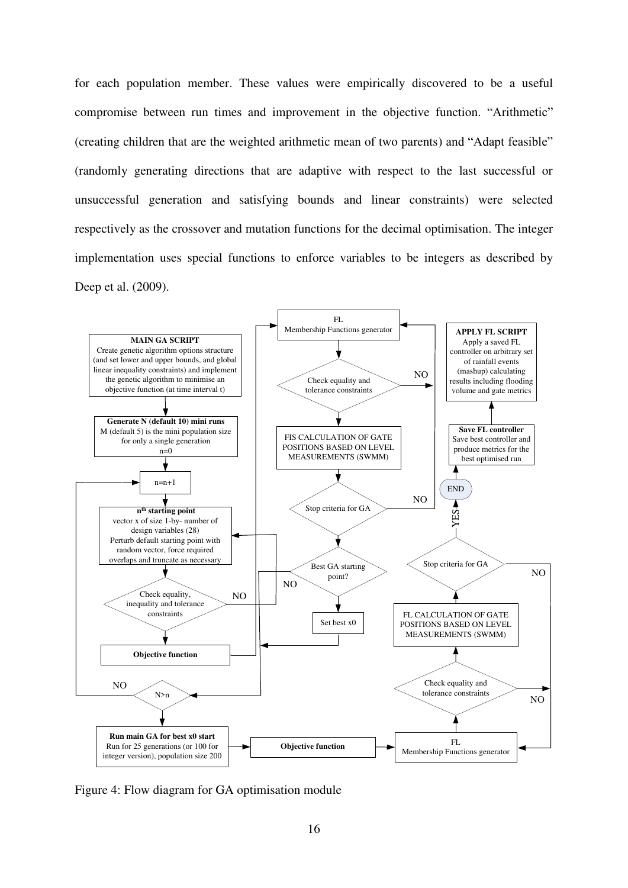for each population member. These values were empirically discovered to be a useful compromise between run times and improvement in the objective function. "Arithmetic" (creating children that are the weighted arithmetic mean of two parents) and "Adapt feasible" (randomly generating directions that are adaptive with respect to the last successful or unsuccessful generation and satisfying bounds and linear constraints) were selected respectively as the crossover and mutation functions for the decimal optimisation. The integer implementation uses special functions to enforce variables to be integers as described by Deep et al. (2009).

Figure 4: Flow diagram for GA optimisation module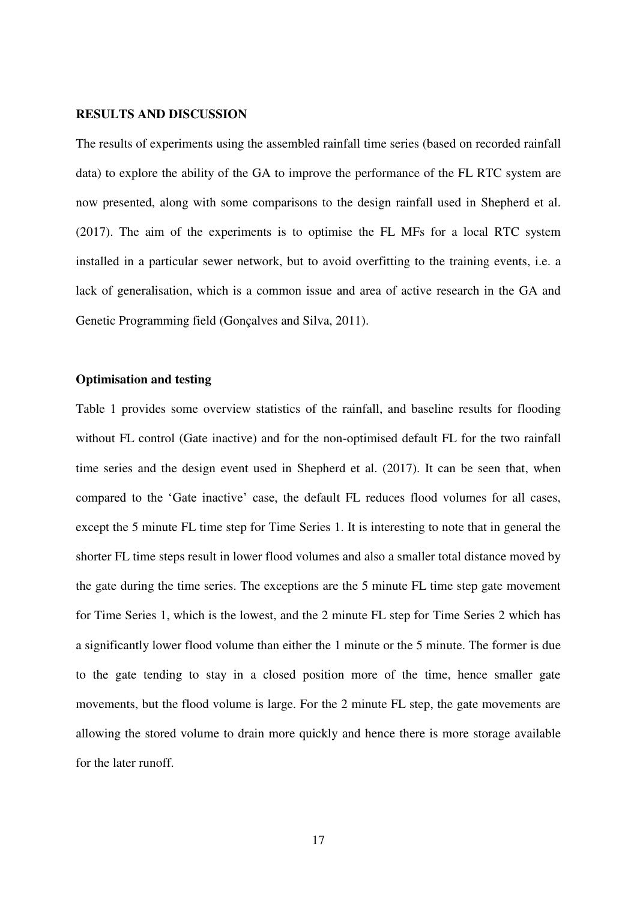## RESULTS AND DISCUSSION

The results of experiments using the assembled rainfall time series (based on recorded rainfall data) to explore the ability of the GA to improve the performance of the FL RTC system are now presented, along with some comparisons to the design rainfall used in Shepherd et al. (2017). The aim of the experiments is to optimise the FL MFs for a local RTC system installed in a particular sewer network, but to avoid overfitting to the training events, i.e. a lack of generalisation, which is a common issue and area of active research in the GA and Genetic Programming field (Gonçalves and Silva, 2011).

### Optimisation and testing

Table 1 provides some overview statistics of the rainfall, and baseline results for flooding without FL control (Gate inactive) and for the non-optimised default FL for the two rainfall time series and the design event used in Shepherd et al. (2017). It can be seen that, when compared to the 'Gate inactive' case, the default FL reduces flood volumes for all cases, except the 5 minute FL time step for Time Series 1. It is interesting to note that in general the shorter FL time steps result in lower flood volumes and also a smaller total distance moved by the gate during the time series. The exceptions are the 5 minute FL time step gate movement for Time Series 1, which is the lowest, and the 2 minute FL step for Time Series 2 which has a significantly lower flood volume than either the 1 minute or the 5 minute. The former is due to the gate tending to stay in a closed position more of the time, hence smaller gate movements, but the flood volume is large. For the 2 minute FL step, the gate movements are allowing the stored volume to drain more quickly and hence there is more storage available for the later runoff.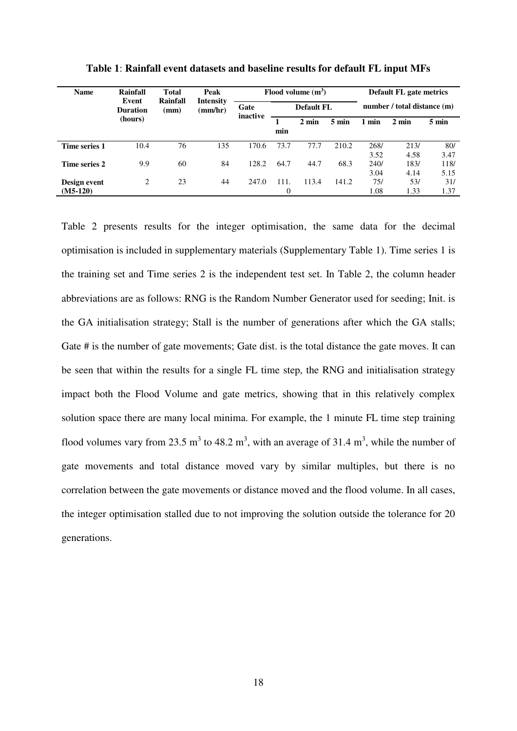**Table 1**: **Rainfall event datasets and baseline results for default FL input MFs**

| Name | Rainfall Event Duration (hours) | Total Rainfall (mm) | Peak Intensity (mm/hr) | Flood volume ($m^3$) | | | | Default FL gate metrics number / total distance (m) | | |
|---|---|---|---|---|---|---|---|---|---|---|
| | | | | Gate inactive | Default FL | | | | | |
| | | | | | 1 min | 2 min | 5 min | 1 min | 2 min | 5 min |
| **Time series 1** | 10.4 | 76 | 135 | 170.6 | 73.7 | 77.7 | 210.2 | 268/ 3.52 | 213/ 4.58 | 80/ 3.47 |
| **Time series 2** | 9.9 | 60 | 84 | 128.2 | 64.7 | 44.7 | 68.3 | 240/ 3.04 | 183/ 4.14 | 118/ 5.15 |
| **Design event (M5-120)** | 2 | 23 | 44 | 247.0 | 111.0 | 113.4 | 141.2 | 75/ 1.08 | 53/ 1.33 | 31/ 1.37 |

Table 2 presents results for the integer optimisation, the same data for the decimal optimisation is included in supplementary materials (Supplementary Table 1). Time series 1 is the training set and Time series 2 is the independent test set. In Table 2, the column header abbreviations are as follows: RNG is the Random Number Generator used for seeding; Init. is the GA initialisation strategy; Stall is the number of generations after which the GA stalls; Gate # is the number of gate movements; Gate dist. is the total distance the gate moves. It can be seen that within the results for a single FL time step, the RNG and initialisation strategy impact both the Flood Volume and gate metrics, showing that in this relatively complex solution space there are many local minima. For example, the 1 minute FL time step training flood volumes vary from 23.5 $m^3$ to 48.2 $m^3$, with an average of 31.4 $m^3$, while the number of gate movements and total distance moved vary by similar multiples, but there is no correlation between the gate movements or distance moved and the flood volume. In all cases, the integer optimisation stalled due to not improving the solution outside the tolerance for 20 generations.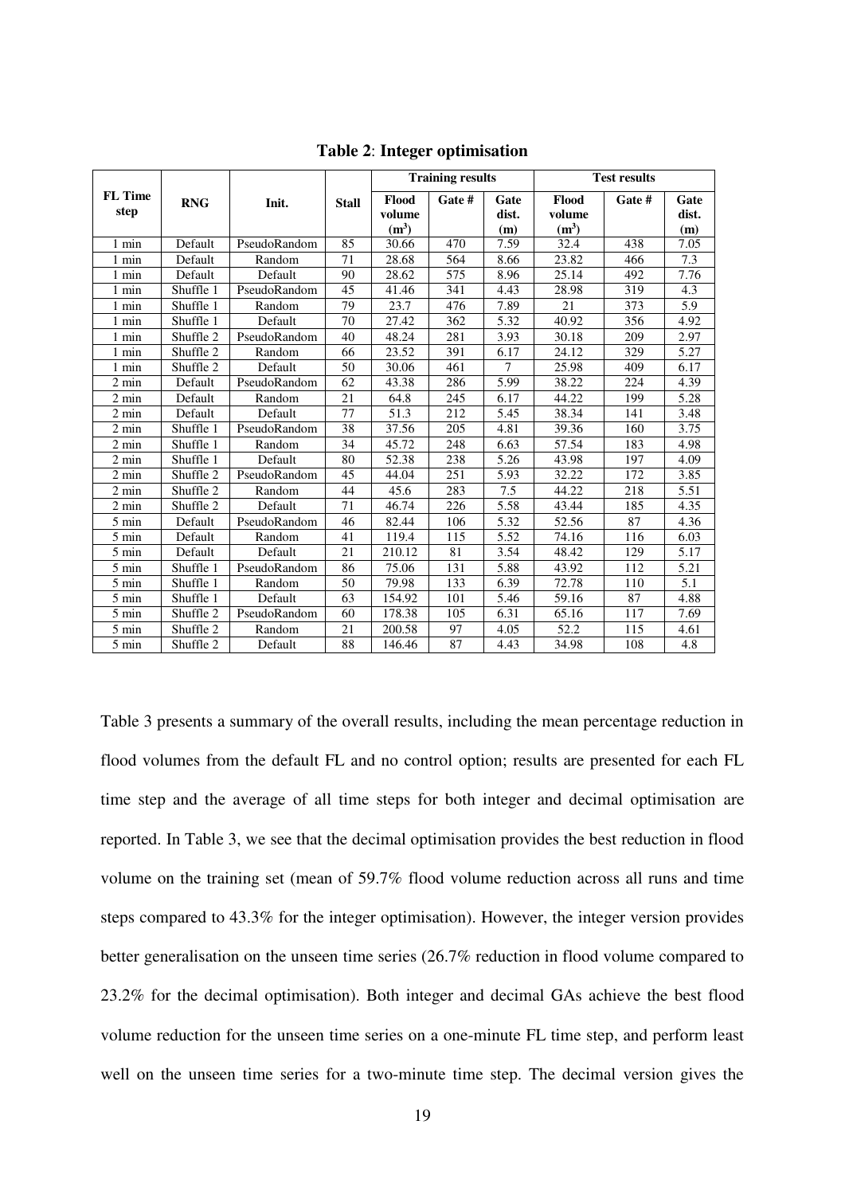**Table 2**: **Integer optimisation**

| FL Time step | RNG | Init. | Stall | Training results | | | Test results | | |
|---|---|---|---|---|---|---|---|---|---|
| | | | | Flood volume ($m^3$) | Gate # | Gate dist. (m) | Flood volume ($m^3$) | Gate # | Gate dist. (m) |
| 1 min | Default | PseudoRandom | 85 | 30.66 | 470 | 7.59 | 32.4 | 438 | 7.05 |
| 1 min | Default | Random | 71 | 28.68 | 564 | 8.66 | 23.82 | 466 | 7.3 |
| 1 min | Default | Default | 90 | 28.62 | 575 | 8.96 | 25.14 | 492 | 7.76 |
| 1 min | Shuffle 1 | PseudoRandom | 45 | 41.46 | 341 | 4.43 | 28.98 | 319 | 4.3 |
| 1 min | Shuffle 1 | Random | 79 | 23.7 | 476 | 7.89 | 21 | 373 | 5.9 |
| 1 min | Shuffle 1 | Default | 70 | 27.42 | 362 | 5.32 | 40.92 | 356 | 4.92 |
| 1 min | Shuffle 2 | PseudoRandom | 40 | 48.24 | 281 | 3.93 | 30.18 | 209 | 2.97 |
| 1 min | Shuffle 2 | Random | 66 | 23.52 | 391 | 6.17 | 24.12 | 329 | 5.27 |
| 1 min | Shuffle 2 | Default | 50 | 30.06 | 461 | 7 | 25.98 | 409 | 6.17 |
| 2 min | Default | PseudoRandom | 62 | 43.38 | 286 | 5.99 | 38.22 | 224 | 4.39 |
| 2 min | Default | Random | 21 | 64.8 | 245 | 6.17 | 44.22 | 199 | 5.28 |
| 2 min | Default | Default | 77 | 51.3 | 212 | 5.45 | 38.34 | 141 | 3.48 |
| 2 min | Shuffle 1 | PseudoRandom | 38 | 37.56 | 205 | 4.81 | 39.36 | 160 | 3.75 |
| 2 min | Shuffle 1 | Random | 34 | 45.72 | 248 | 6.63 | 57.54 | 183 | 4.98 |
| 2 min | Shuffle 1 | Default | 80 | 52.38 | 238 | 5.26 | 43.98 | 197 | 4.09 |
| 2 min | Shuffle 2 | PseudoRandom | 45 | 44.04 | 251 | 5.93 | 32.22 | 172 | 3.85 |
| 2 min | Shuffle 2 | Random | 44 | 45.6 | 283 | 7.5 | 44.22 | 218 | 5.51 |
| 2 min | Shuffle 2 | Default | 71 | 46.74 | 226 | 5.58 | 43.44 | 185 | 4.35 |
| 5 min | Default | PseudoRandom | 46 | 82.44 | 106 | 5.32 | 52.56 | 87 | 4.36 |
| 5 min | Default | Random | 41 | 119.4 | 115 | 5.52 | 74.16 | 116 | 6.03 |
| 5 min | Default | Default | 21 | 210.12 | 81 | 3.54 | 48.42 | 129 | 5.17 |
| 5 min | Shuffle 1 | PseudoRandom | 86 | 75.06 | 131 | 5.88 | 43.92 | 112 | 5.21 |
| 5 min | Shuffle 1 | Random | 50 | 79.98 | 133 | 6.39 | 72.78 | 110 | 5.1 |
| 5 min | Shuffle 1 | Default | 63 | 154.92 | 101 | 5.46 | 59.16 | 87 | 4.88 |
| 5 min | Shuffle 2 | PseudoRandom | 60 | 178.38 | 105 | 6.31 | 65.16 | 117 | 7.69 |
| 5 min | Shuffle 2 | Random | 21 | 200.58 | 97 | 4.05 | 52.2 | 115 | 4.61 |
| 5 min | Shuffle 2 | Default | 88 | 146.46 | 87 | 4.43 | 34.98 | 108 | 4.8 |

Table 3 presents a summary of the overall results, including the mean percentage reduction in flood volumes from the default FL and no control option; results are presented for each FL time step and the average of all time steps for both integer and decimal optimisation are reported. In Table 3, we see that the decimal optimisation provides the best reduction in flood volume on the training set (mean of 59.7% flood volume reduction across all runs and time steps compared to 43.3% for the integer optimisation). However, the integer version provides better generalisation on the unseen time series (26.7% reduction in flood volume compared to 23.2% for the decimal optimisation). Both integer and decimal GAs achieve the best flood volume reduction for the unseen time series on a one-minute FL time step, and perform least well on the unseen time series for a two-minute time step. The decimal version gives the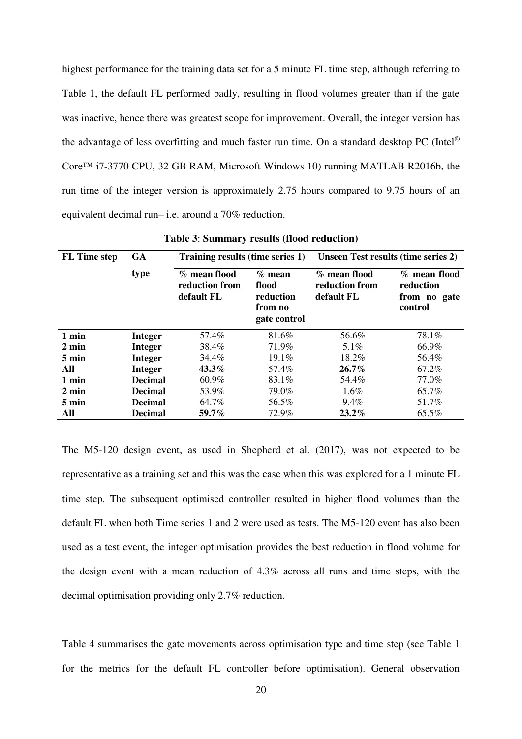highest performance for the training data set for a 5 minute FL time step, although referring to Table 1, the default FL performed badly, resulting in flood volumes greater than if the gate was inactive, hence there was greatest scope for improvement. Overall, the integer version has the advantage of less overfitting and much faster run time. On a standard desktop PC (Intel® Core™ i7-3770 CPU, 32 GB RAM, Microsoft Windows 10) running MATLAB R2016b, the run time of the integer version is approximately 2.75 hours compared to 9.75 hours of an equivalent decimal run– i.e. around a 70% reduction.

**Table 3**: **Summary results (flood reduction)**

| FL Time step | GA type | Training results (time series 1) | | Unseen Test results (time series 2) | |
|---|---|---|---|---|---|
| | | % mean flood reduction from default FL | % mean flood reduction from no gate control | % mean flood reduction from default FL | % mean flood reduction from no gate control |
| **1 min** | **Integer** | 57.4% | 81.6% | 56.6% | 78.1% |
| **2 min** | **Integer** | 38.4% | 71.9% | 5.1% | 66.9% |
| **5 min** | **Integer** | 34.4% | 19.1% | 18.2% | 56.4% |
| **All** | **Integer** | **43.3%** | 57.4% | **26.7%** | 67.2% |
| **1 min** | **Decimal** | 60.9% | 83.1% | 54.4% | 77.0% |
| **2 min** | **Decimal** | 53.9% | 79.0% | 1.6% | 65.7% |
| **5 min** | **Decimal** | 64.7% | 56.5% | 9.4% | 51.7% |
| **All** | **Decimal** | **59.7%** | 72.9% | **23.2%** | 65.5% |

The M5-120 design event, as used in Shepherd et al. (2017), was not expected to be representative as a training set and this was the case when this was explored for a 1 minute FL time step. The subsequent optimised controller resulted in higher flood volumes than the default FL when both Time series 1 and 2 were used as tests. The M5-120 event has also been used as a test event, the integer optimisation provides the best reduction in flood volume for the design event with a mean reduction of 4.3% across all runs and time steps, with the decimal optimisation providing only 2.7% reduction.

Table 4 summarises the gate movements across optimisation type and time step (see Table 1 for the metrics for the default FL controller before optimisation). General observation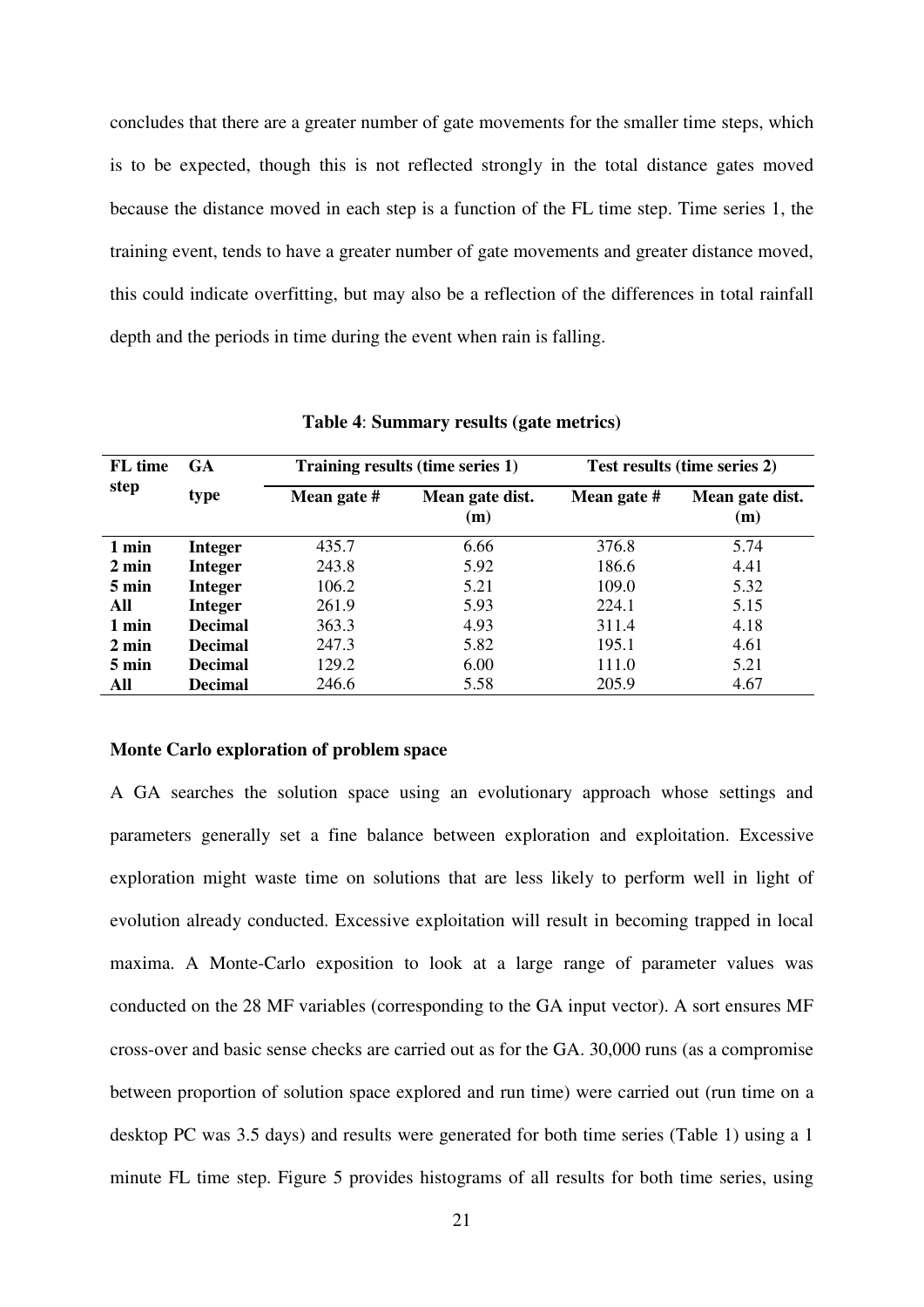concludes that there are a greater number of gate movements for the smaller time steps, which is to be expected, though this is not reflected strongly in the total distance gates moved because the distance moved in each step is a function of the FL time step. Time series 1, the training event, tends to have a greater number of gate movements and greater distance moved, this could indicate overfitting, but may also be a reflection of the differences in total rainfall depth and the periods in time during the event when rain is falling.

**Table 4**: **Summary results (gate metrics)**

| FL time step | GA type | Training results (time series 1) | | Test results (time series 2) | |
|---|---|---|---|---|---|
| | | Mean gate # | Mean gate dist. (m) | Mean gate # | Mean gate dist. (m) |
| **1 min** | **Integer** | 435.7 | 6.66 | 376.8 | 5.74 |
| **2 min** | **Integer** | 243.8 | 5.92 | 186.6 | 4.41 |
| **5 min** | **Integer** | 106.2 | 5.21 | 109.0 | 5.32 |
| **All** | **Integer** | 261.9 | 5.93 | 224.1 | 5.15 |
| **1 min** | **Decimal** | 363.3 | 4.93 | 311.4 | 4.18 |
| **2 min** | **Decimal** | 247.3 | 5.82 | 195.1 | 4.61 |
| **5 min** | **Decimal** | 129.2 | 6.00 | 111.0 | 5.21 |
| **All** | **Decimal** | 246.6 | 5.58 | 205.9 | 4.67 |

**Monte Carlo exploration of problem space**

A GA searches the solution space using an evolutionary approach whose settings and parameters generally set a fine balance between exploration and exploitation. Excessive exploration might waste time on solutions that are less likely to perform well in light of evolution already conducted. Excessive exploitation will result in becoming trapped in local maxima. A Monte-Carlo exposition to look at a large range of parameter values was conducted on the 28 MF variables (corresponding to the GA input vector). A sort ensures MF cross-over and basic sense checks are carried out as for the GA. 30,000 runs (as a compromise between proportion of solution space explored and run time) were carried out (run time on a desktop PC was 3.5 days) and results were generated for both time series (Table 1) using a 1 minute FL time step. Figure 5 provides histograms of all results for both time series, using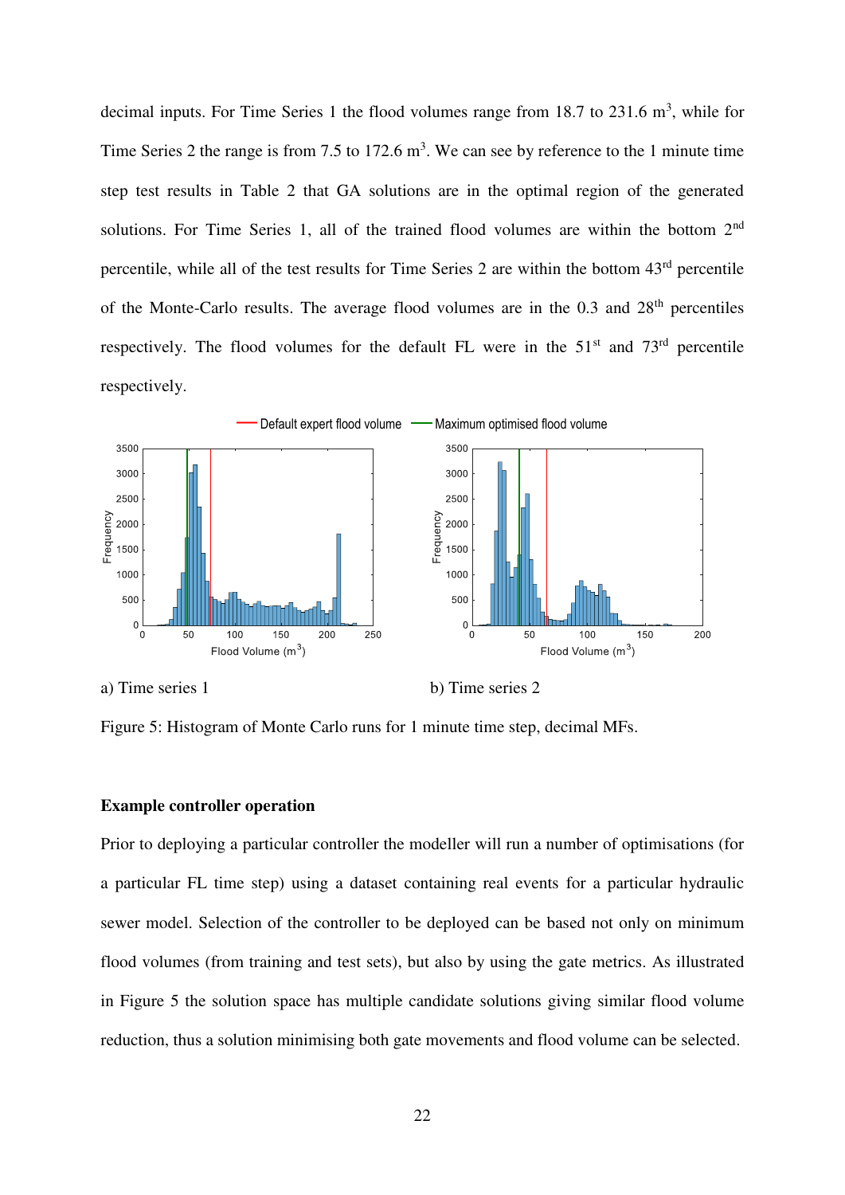decimal inputs. For Time Series 1 the flood volumes range from 18.7 to 231.6 m$^3$, while for Time Series 2 the range is from 7.5 to 172.6 m$^3$. We can see by reference to the 1 minute time step test results in Table 2 that GA solutions are in the optimal region of the generated solutions. For Time Series 1, all of the trained flood volumes are within the bottom 2$^{nd}$ percentile, while all of the test results for Time Series 2 are within the bottom 43$^{rd}$ percentile of the Monte-Carlo results. The average flood volumes are in the 0.3 and 28$^{th}$ percentiles respectively. The flood volumes for the default FL were in the 51$^{st}$ and 73$^{rd}$ percentile respectively.

a) Time series 1 b) Time series 2

Figure 5: Histogram of Monte Carlo runs for 1 minute time step, decimal MFs.

**Example controller operation**

Prior to deploying a particular controller the modeller will run a number of optimisations (for a particular FL time step) using a dataset containing real events for a particular hydraulic sewer model. Selection of the controller to be deployed can be based not only on minimum flood volumes (from training and test sets), but also by using the gate metrics. As illustrated in Figure 5 the solution space has multiple candidate solutions giving similar flood volume reduction, thus a solution minimising both gate movements and flood volume can be selected.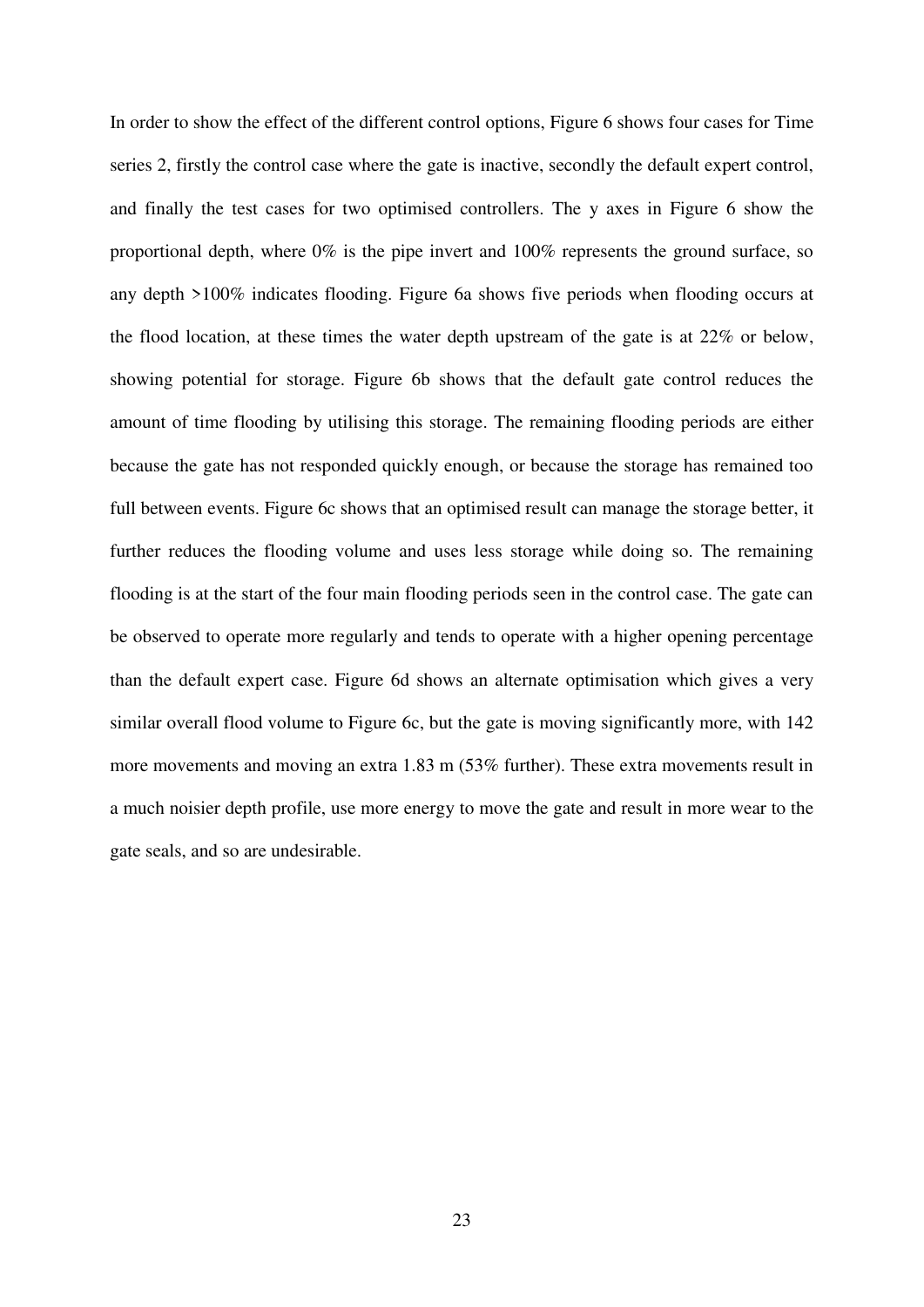In order to show the effect of the different control options, Figure 6 shows four cases for Time series 2, firstly the control case where the gate is inactive, secondly the default expert control, and finally the test cases for two optimised controllers. The y axes in Figure 6 show the proportional depth, where 0% is the pipe invert and 100% represents the ground surface, so any depth >100% indicates flooding. Figure 6a shows five periods when flooding occurs at the flood location, at these times the water depth upstream of the gate is at 22% or below, showing potential for storage. Figure 6b shows that the default gate control reduces the amount of time flooding by utilising this storage. The remaining flooding periods are either because the gate has not responded quickly enough, or because the storage has remained too full between events. Figure 6c shows that an optimised result can manage the storage better, it further reduces the flooding volume and uses less storage while doing so. The remaining flooding is at the start of the four main flooding periods seen in the control case. The gate can be observed to operate more regularly and tends to operate with a higher opening percentage than the default expert case. Figure 6d shows an alternate optimisation which gives a very similar overall flood volume to Figure 6c, but the gate is moving significantly more, with 142 more movements and moving an extra 1.83 m (53% further). These extra movements result in a much noisier depth profile, use more energy to move the gate and result in more wear to the gate seals, and so are undesirable.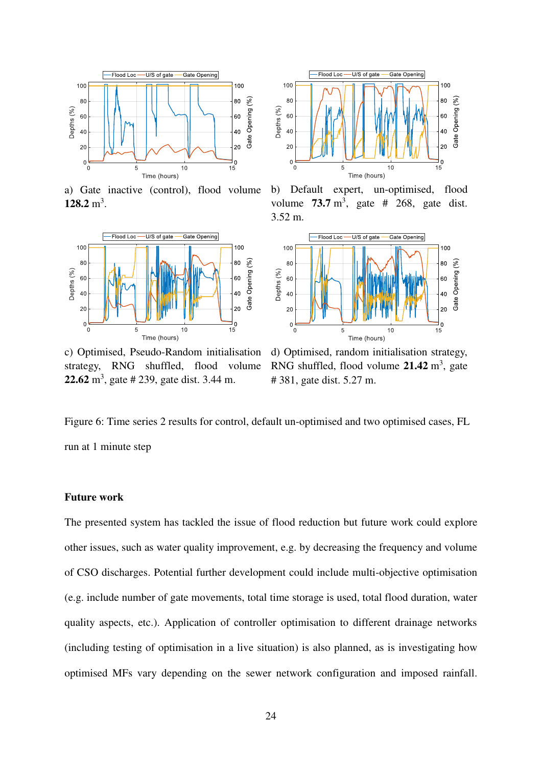a) Gate inactive (control), flood volume **128.2** $m^3$.

b) Default expert, un-optimised, flood volume **73.7** $m^3$, gate # 268, gate dist. 3.52 m.

c) Optimised, Pseudo-Random initialisation strategy, RNG shuffled, flood volume **22.62** $m^3$, gate # 239, gate dist. 3.44 m.

d) Optimised, random initialisation strategy, RNG shuffled, flood volume **21.42** $m^3$, gate # 381, gate dist. 5.27 m.

Figure 6: Time series 2 results for control, default un-optimised and two optimised cases, FL run at 1 minute step

**Future work**

The presented system has tackled the issue of flood reduction but future work could explore other issues, such as water quality improvement, e.g. by decreasing the frequency and volume of CSO discharges. Potential further development could include multi-objective optimisation (e.g. include number of gate movements, total time storage is used, total flood duration, water quality aspects, etc.). Application of controller optimisation to different drainage networks (including testing of optimisation in a live situation) is also planned, as is investigating how optimised MFs vary depending on the sewer network configuration and imposed rainfall.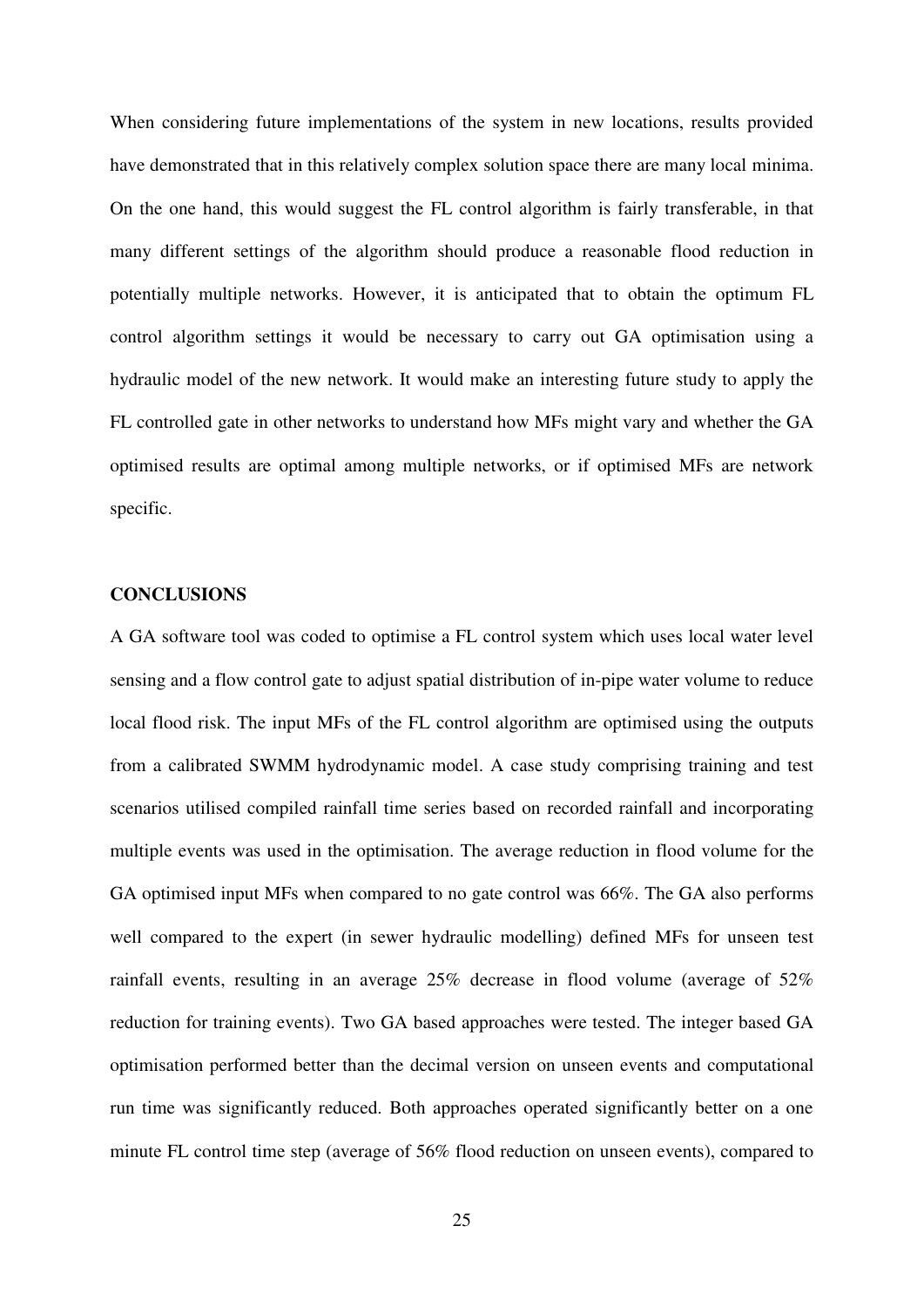When considering future implementations of the system in new locations, results provided have demonstrated that in this relatively complex solution space there are many local minima. On the one hand, this would suggest the FL control algorithm is fairly transferable, in that many different settings of the algorithm should produce a reasonable flood reduction in potentially multiple networks. However, it is anticipated that to obtain the optimum FL control algorithm settings it would be necessary to carry out GA optimisation using a hydraulic model of the new network. It would make an interesting future study to apply the FL controlled gate in other networks to understand how MFs might vary and whether the GA optimised results are optimal among multiple networks, or if optimised MFs are network specific.

## CONCLUSIONS

A GA software tool was coded to optimise a FL control system which uses local water level sensing and a flow control gate to adjust spatial distribution of in-pipe water volume to reduce local flood risk. The input MFs of the FL control algorithm are optimised using the outputs from a calibrated SWMM hydrodynamic model. A case study comprising training and test scenarios utilised compiled rainfall time series based on recorded rainfall and incorporating multiple events was used in the optimisation. The average reduction in flood volume for the GA optimised input MFs when compared to no gate control was 66%. The GA also performs well compared to the expert (in sewer hydraulic modelling) defined MFs for unseen test rainfall events, resulting in an average 25% decrease in flood volume (average of 52% reduction for training events). Two GA based approaches were tested. The integer based GA optimisation performed better than the decimal version on unseen events and computational run time was significantly reduced. Both approaches operated significantly better on a one minute FL control time step (average of 56% flood reduction on unseen events), compared to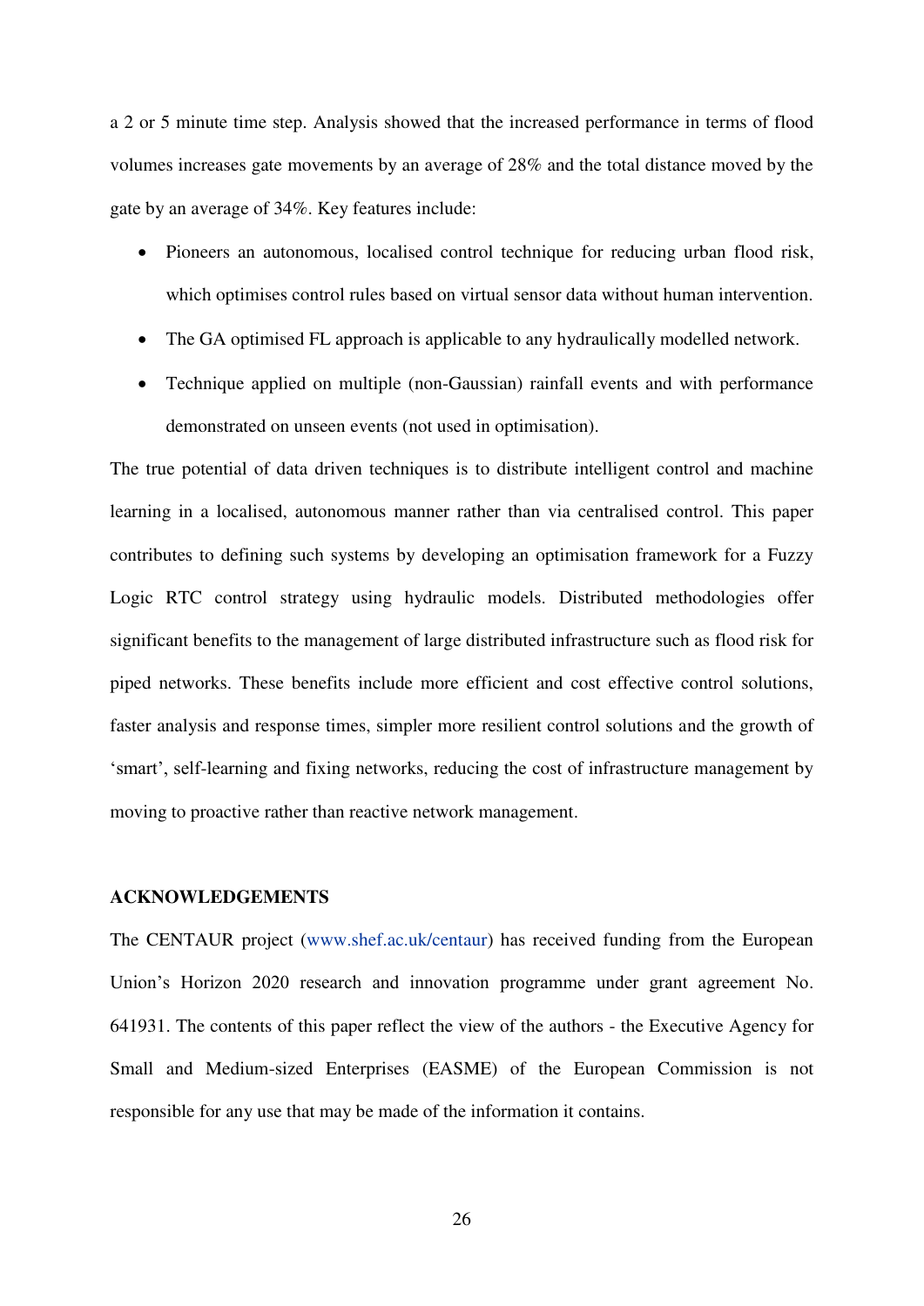a 2 or 5 minute time step. Analysis showed that the increased performance in terms of flood volumes increases gate movements by an average of 28% and the total distance moved by the gate by an average of 34%. Key features include:

- Pioneers an autonomous, localised control technique for reducing urban flood risk, which optimises control rules based on virtual sensor data without human intervention.
- The GA optimised FL approach is applicable to any hydraulically modelled network.
- Technique applied on multiple (non-Gaussian) rainfall events and with performance demonstrated on unseen events (not used in optimisation).

The true potential of data driven techniques is to distribute intelligent control and machine learning in a localised, autonomous manner rather than via centralised control. This paper contributes to defining such systems by developing an optimisation framework for a Fuzzy Logic RTC control strategy using hydraulic models. Distributed methodologies offer significant benefits to the management of large distributed infrastructure such as flood risk for piped networks. These benefits include more efficient and cost effective control solutions, faster analysis and response times, simpler more resilient control solutions and the growth of 'smart', self-learning and fixing networks, reducing the cost of infrastructure management by moving to proactive rather than reactive network management.

## ACKNOWLEDGEMENTS

The CENTAUR project (www.shef.ac.uk/centaur) has received funding from the European Union's Horizon 2020 research and innovation programme under grant agreement No. 641931. The contents of this paper reflect the view of the authors - the Executive Agency for Small and Medium-sized Enterprises (EASME) of the European Commission is not responsible for any use that may be made of the information it contains.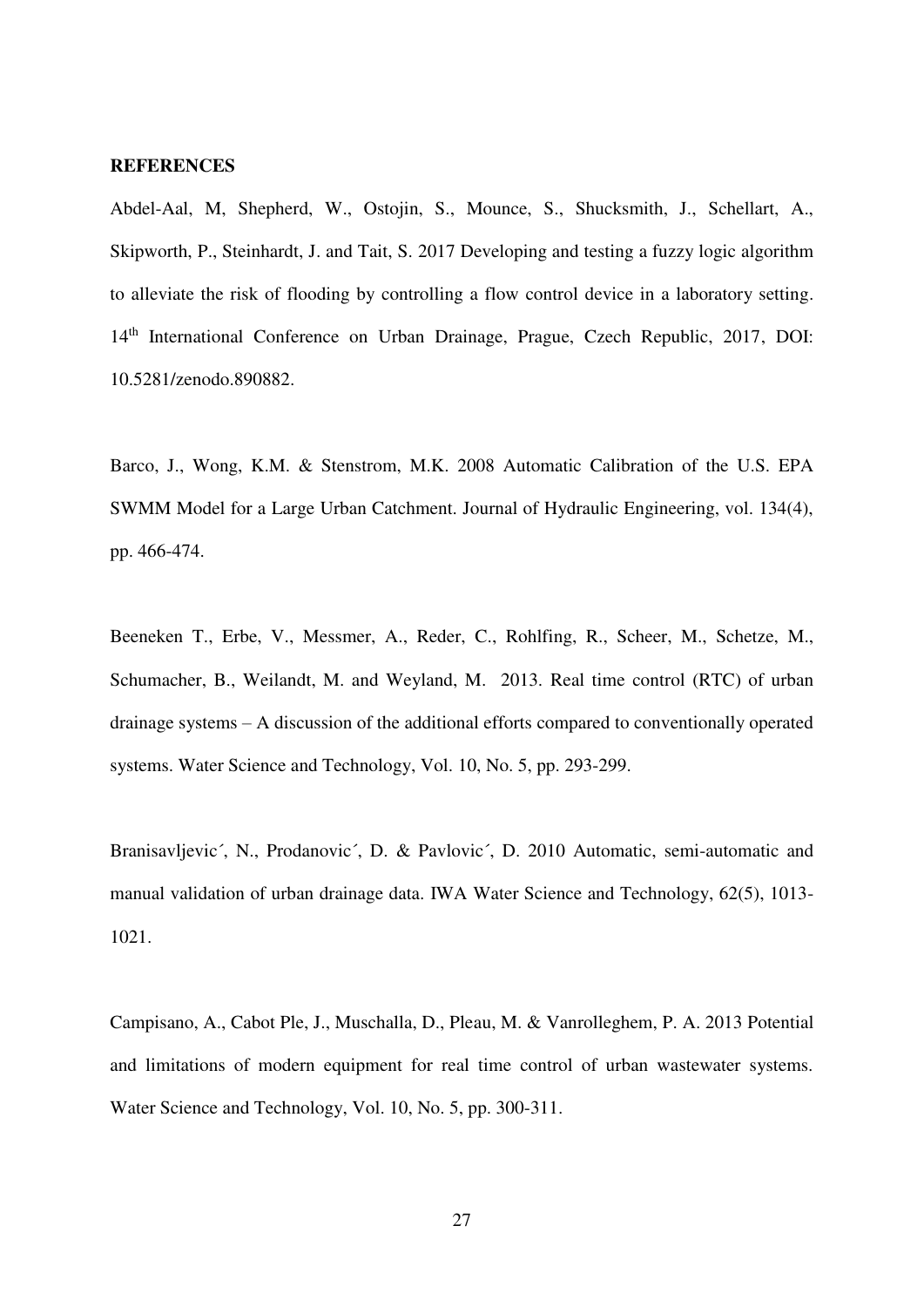**REFERENCES**

Abdel-Aal, M, Shepherd, W., Ostojin, S., Mounce, S., Shucksmith, J., Schellart, A., Skipworth, P., Steinhardt, J. and Tait, S. 2017 Developing and testing a fuzzy logic algorithm to alleviate the risk of flooding by controlling a flow control device in a laboratory setting. 14th International Conference on Urban Drainage, Prague, Czech Republic, 2017, DOI: 10.5281/zenodo.890882.

Barco, J., Wong, K.M. & Stenstrom, M.K. 2008 Automatic Calibration of the U.S. EPA SWMM Model for a Large Urban Catchment. Journal of Hydraulic Engineering, vol. 134(4), pp. 466-474.

Beeneken T., Erbe, V., Messmer, A., Reder, C., Rohlfing, R., Scheer, M., Schetze, M., Schumacher, B., Weilandt, M. and Weyland, M. 2013. Real time control (RTC) of urban drainage systems – A discussion of the additional efforts compared to conventionally operated systems. Water Science and Technology, Vol. 10, No. 5, pp. 293-299.

Branisavljevic´, N., Prodanovic´, D. & Pavlovic´, D. 2010 Automatic, semi-automatic and manual validation of urban drainage data. IWA Water Science and Technology, 62(5), 1013-1021.

Campisano, A., Cabot Ple, J., Muschalla, D., Pleau, M. & Vanrolleghem, P. A. 2013 Potential and limitations of modern equipment for real time control of urban wastewater systems. Water Science and Technology, Vol. 10, No. 5, pp. 300-311.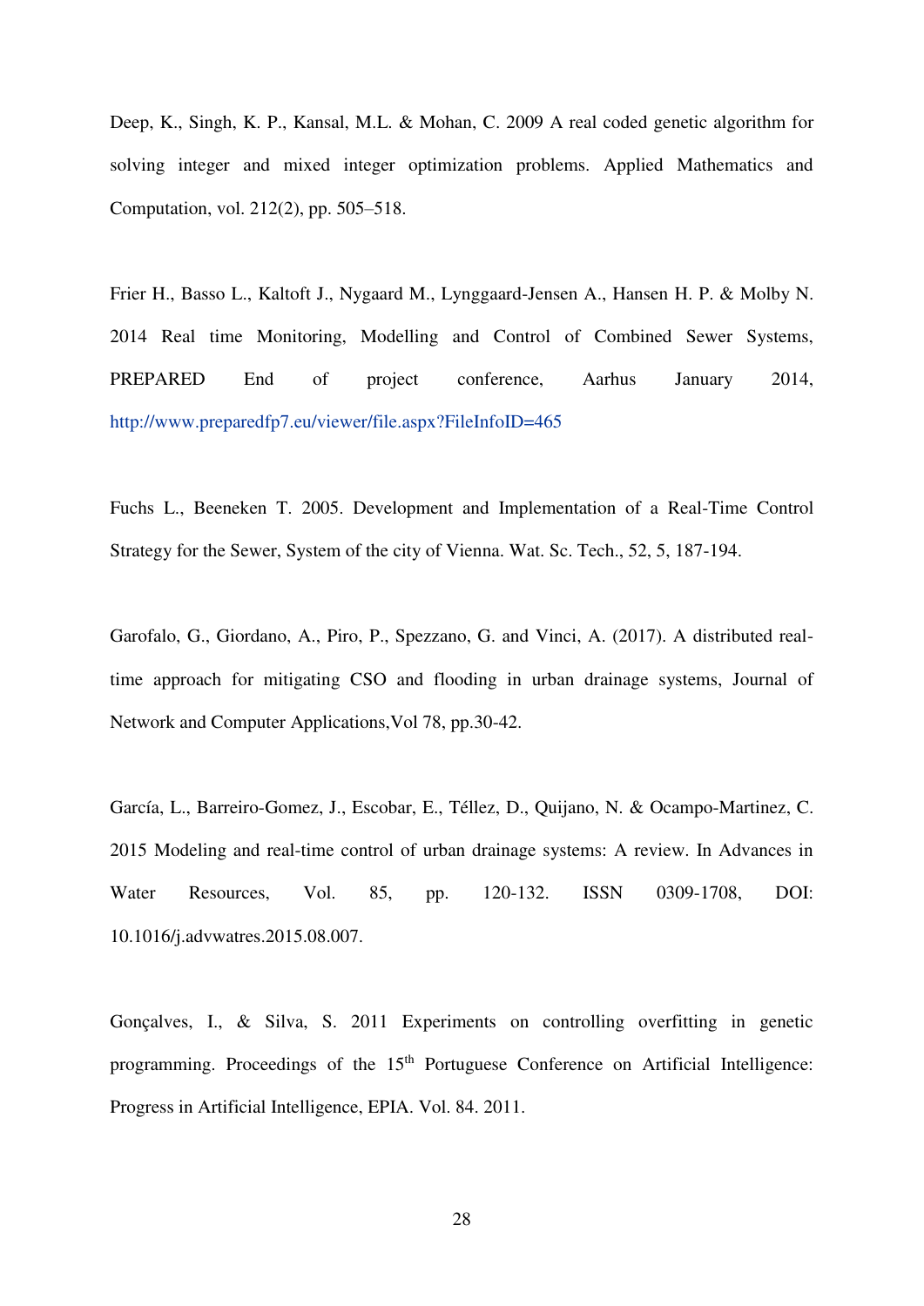Deep, K., Singh, K. P., Kansal, M.L. & Mohan, C. 2009 A real coded genetic algorithm for solving integer and mixed integer optimization problems. Applied Mathematics and Computation, vol. 212(2), pp. 505–518.

Frier H., Basso L., Kaltoft J., Nygaard M., Lynggaard-Jensen A., Hansen H. P. & Molby N. 2014 Real time Monitoring, Modelling and Control of Combined Sewer Systems, PREPARED End of project conference, Aarhus January 2014, http://www.preparedfp7.eu/viewer/file.aspx?FileInfoID=465

Fuchs L., Beeneken T. 2005. Development and Implementation of a Real-Time Control Strategy for the Sewer, System of the city of Vienna. Wat. Sc. Tech., 52, 5, 187-194.

Garofalo, G., Giordano, A., Piro, P., Spezzano, G. and Vinci, A. (2017). A distributed real-time approach for mitigating CSO and flooding in urban drainage systems, Journal of Network and Computer Applications,Vol 78, pp.30-42.

García, L., Barreiro-Gomez, J., Escobar, E., Téllez, D., Quijano, N. & Ocampo-Martinez, C. 2015 Modeling and real-time control of urban drainage systems: A review. In Advances in Water Resources, Vol. 85, pp. 120-132. ISSN 0309-1708, DOI: 10.1016/j.advwatres.2015.08.007.

Gonçalves, I., & Silva, S. 2011 Experiments on controlling overfitting in genetic programming. Proceedings of the 15th Portuguese Conference on Artificial Intelligence: Progress in Artificial Intelligence, EPIA. Vol. 84. 2011.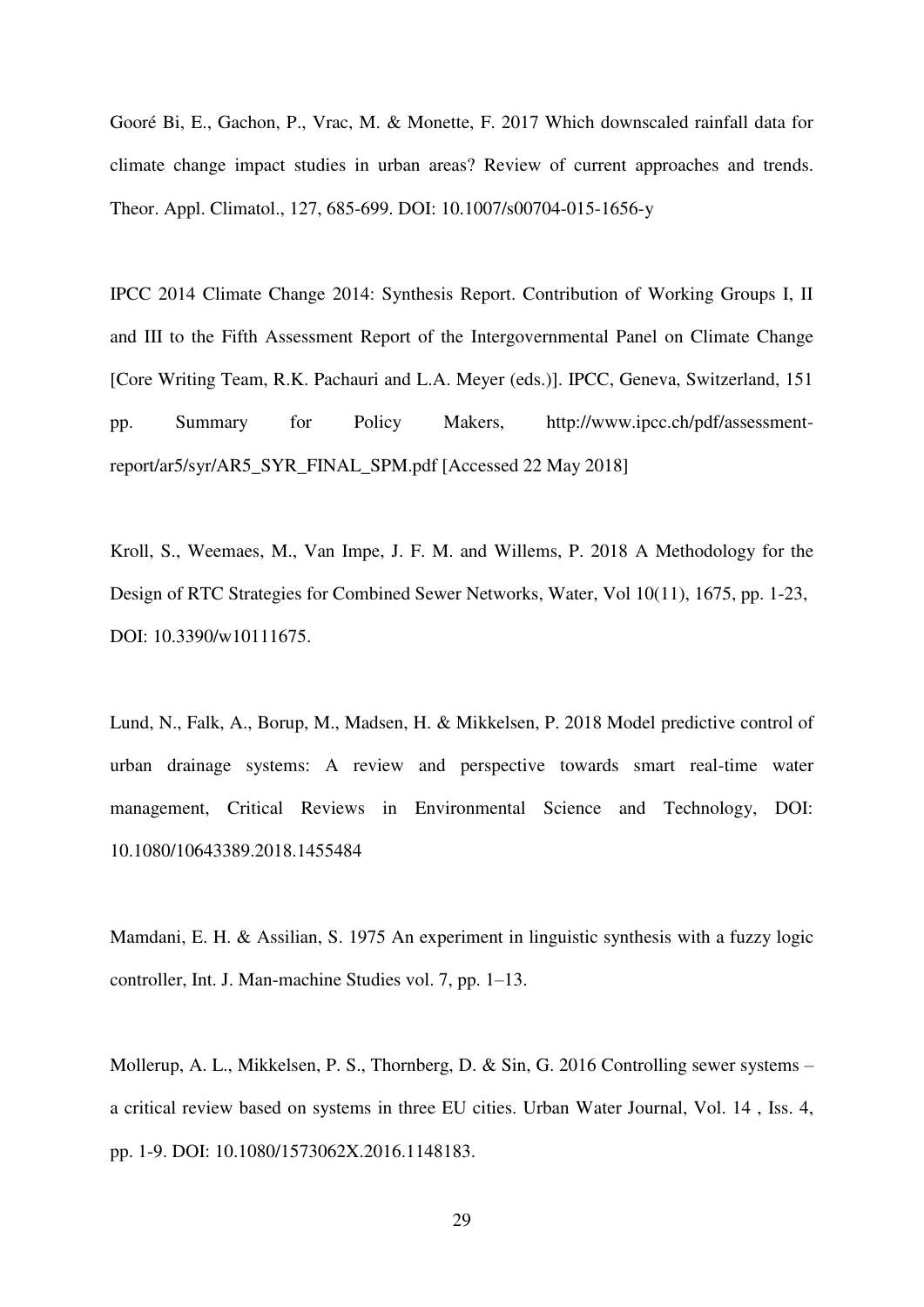Gooré Bi, E., Gachon, P., Vrac, M. & Monette, F. 2017 Which downscaled rainfall data for climate change impact studies in urban areas? Review of current approaches and trends. Theor. Appl. Climatol., 127, 685-699. DOI: 10.1007/s00704-015-1656-y

IPCC 2014 Climate Change 2014: Synthesis Report. Contribution of Working Groups I, II and III to the Fifth Assessment Report of the Intergovernmental Panel on Climate Change [Core Writing Team, R.K. Pachauri and L.A. Meyer (eds.)]. IPCC, Geneva, Switzerland, 151 pp. Summary for Policy Makers, http://www.ipcc.ch/pdf/assessment-report/ar5/syr/AR5_SYR_FINAL_SPM.pdf [Accessed 22 May 2018]

Kroll, S., Weemaes, M., Van Impe, J. F. M. and Willems, P. 2018 A Methodology for the Design of RTC Strategies for Combined Sewer Networks, Water, Vol 10(11), 1675, pp. 1-23, DOI: 10.3390/w10111675.

Lund, N., Falk, A., Borup, M., Madsen, H. & Mikkelsen, P. 2018 Model predictive control of urban drainage systems: A review and perspective towards smart real-time water management, Critical Reviews in Environmental Science and Technology, DOI: 10.1080/10643389.2018.1455484

Mamdani, E. H. & Assilian, S. 1975 An experiment in linguistic synthesis with a fuzzy logic controller, Int. J. Man-machine Studies vol. 7, pp. 1–13.

Mollerup, A. L., Mikkelsen, P. S., Thornberg, D. & Sin, G. 2016 Controlling sewer systems – a critical review based on systems in three EU cities. Urban Water Journal, Vol. 14 , Iss. 4, pp. 1-9. DOI: 10.1080/1573062X.2016.1148183.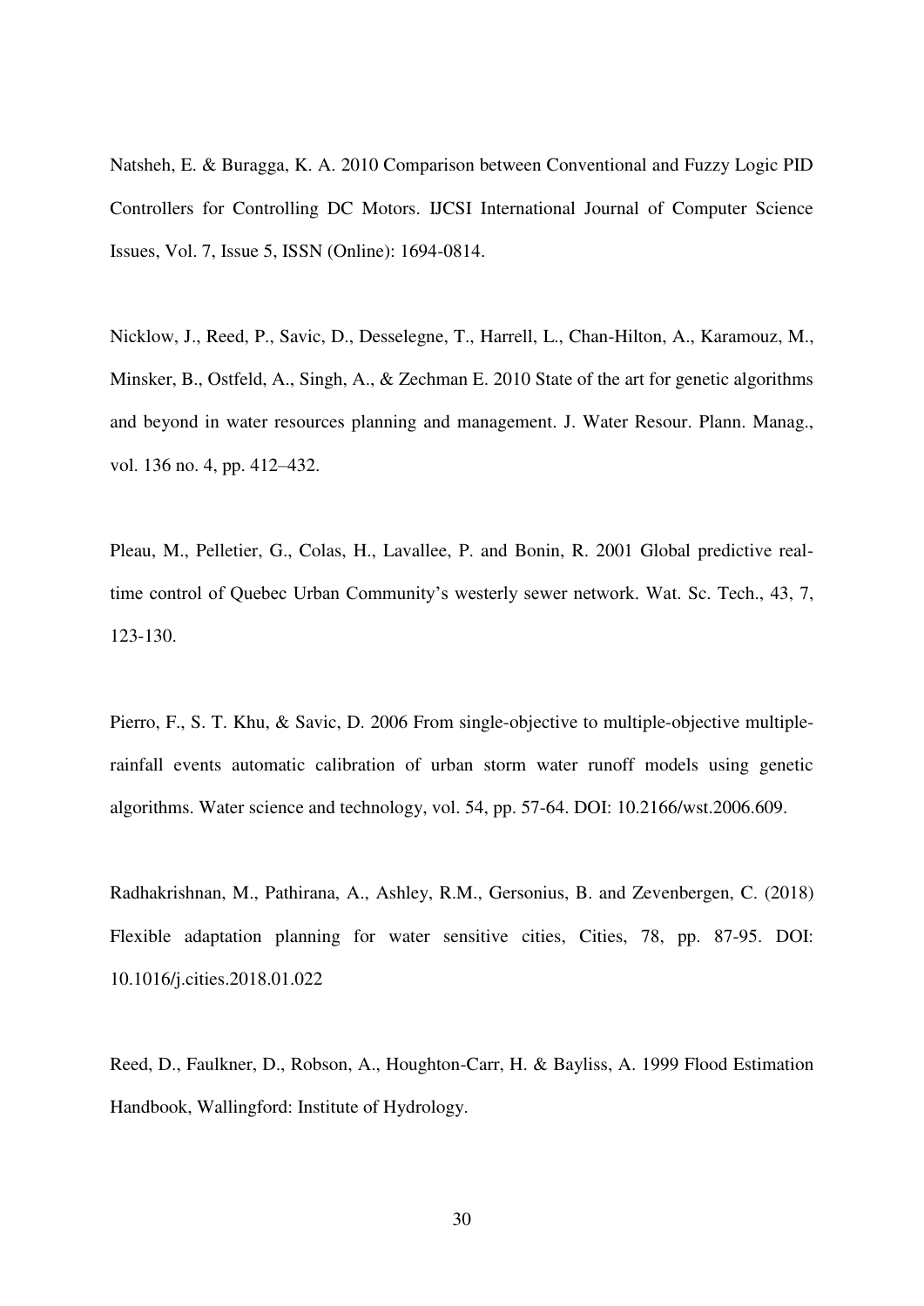Natsheh, E. & Buragga, K. A. 2010 Comparison between Conventional and Fuzzy Logic PID Controllers for Controlling DC Motors. IJCSI International Journal of Computer Science Issues, Vol. 7, Issue 5, ISSN (Online): 1694-0814.

Nicklow, J., Reed, P., Savic, D., Desselegne, T., Harrell, L., Chan-Hilton, A., Karamouz, M., Minsker, B., Ostfeld, A., Singh, A., & Zechman E. 2010 State of the art for genetic algorithms and beyond in water resources planning and management. J. Water Resour. Plann. Manag., vol. 136 no. 4, pp. 412–432.

Pleau, M., Pelletier, G., Colas, H., Lavallee, P. and Bonin, R. 2001 Global predictive real-time control of Quebec Urban Community's westerly sewer network. Wat. Sc. Tech., 43, 7, 123-130.

Pierro, F., S. T. Khu, & Savic, D. 2006 From single-objective to multiple-objective multiple-rainfall events automatic calibration of urban storm water runoff models using genetic algorithms. Water science and technology, vol. 54, pp. 57-64. DOI: 10.2166/wst.2006.609.

Radhakrishnan, M., Pathirana, A., Ashley, R.M., Gersonius, B. and Zevenbergen, C. (2018) Flexible adaptation planning for water sensitive cities, Cities, 78, pp. 87-95. DOI: 10.1016/j.cities.2018.01.022

Reed, D., Faulkner, D., Robson, A., Houghton-Carr, H. & Bayliss, A. 1999 Flood Estimation Handbook, Wallingford: Institute of Hydrology.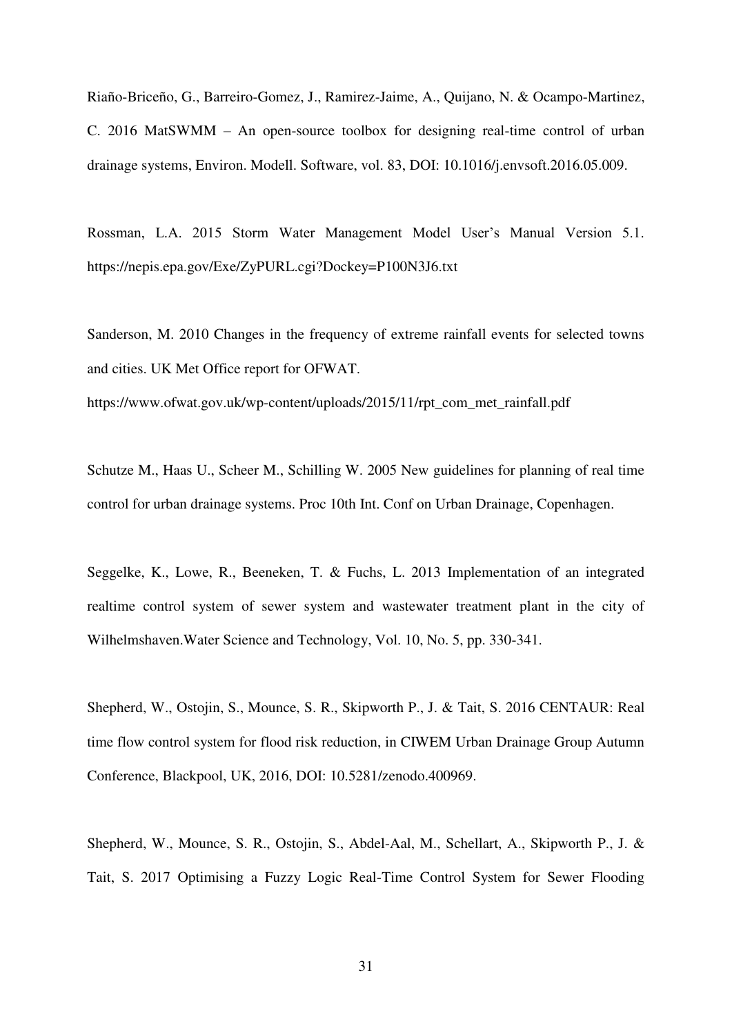Riaño-Briceño, G., Barreiro-Gomez, J., Ramirez-Jaime, A., Quijano, N. & Ocampo-Martinez, C. 2016 MatSWMM – An open-source toolbox for designing real-time control of urban drainage systems, Environ. Modell. Software, vol. 83, DOI: 10.1016/j.envsoft.2016.05.009.

Rossman, L.A. 2015 Storm Water Management Model User's Manual Version 5.1. https://nepis.epa.gov/Exe/ZyPURL.cgi?Dockey=P100N3J6.txt

Sanderson, M. 2010 Changes in the frequency of extreme rainfall events for selected towns and cities. UK Met Office report for OFWAT.
https://www.ofwat.gov.uk/wp-content/uploads/2015/11/rpt_com_met_rainfall.pdf

Schutze M., Haas U., Scheer M., Schilling W. 2005 New guidelines for planning of real time control for urban drainage systems. Proc 10th Int. Conf on Urban Drainage, Copenhagen.

Seggelke, K., Lowe, R., Beeneken, T. & Fuchs, L. 2013 Implementation of an integrated realtime control system of sewer system and wastewater treatment plant in the city of Wilhelmshaven.Water Science and Technology, Vol. 10, No. 5, pp. 330-341.

Shepherd, W., Ostojin, S., Mounce, S. R., Skipworth P., J. & Tait, S. 2016 CENTAUR: Real time flow control system for flood risk reduction, in CIWEM Urban Drainage Group Autumn Conference, Blackpool, UK, 2016, DOI: 10.5281/zenodo.400969.

Shepherd, W., Mounce, S. R., Ostojin, S., Abdel-Aal, M., Schellart, A., Skipworth P., J. & Tait, S. 2017 Optimising a Fuzzy Logic Real-Time Control System for Sewer Flooding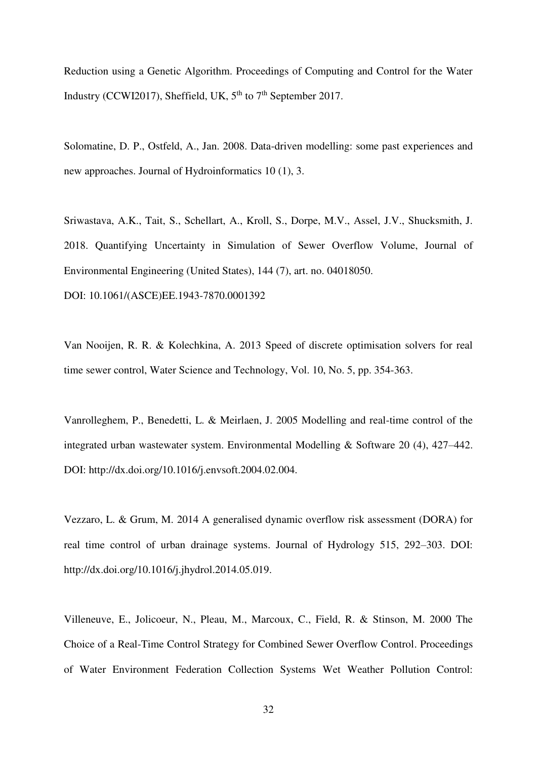Reduction using a Genetic Algorithm. Proceedings of Computing and Control for the Water Industry (CCWI2017), Sheffield, UK, 5th to 7th September 2017.

Solomatine, D. P., Ostfeld, A., Jan. 2008. Data-driven modelling: some past experiences and new approaches. Journal of Hydroinformatics 10 (1), 3.

Sriwastava, A.K., Tait, S., Schellart, A., Kroll, S., Dorpe, M.V., Assel, J.V., Shucksmith, J. 2018. Quantifying Uncertainty in Simulation of Sewer Overflow Volume, Journal of Environmental Engineering (United States), 144 (7), art. no. 04018050.
DOI: 10.1061/(ASCE)EE.1943-7870.0001392

Van Nooijen, R. R. & Kolechkina, A. 2013 Speed of discrete optimisation solvers for real time sewer control, Water Science and Technology, Vol. 10, No. 5, pp. 354-363.

Vanrolleghem, P., Benedetti, L. & Meirlaen, J. 2005 Modelling and real-time control of the integrated urban wastewater system. Environmental Modelling & Software 20 (4), 427–442. DOI: http://dx.doi.org/10.1016/j.envsoft.2004.02.004.

Vezzaro, L. & Grum, M. 2014 A generalised dynamic overflow risk assessment (DORA) for real time control of urban drainage systems. Journal of Hydrology 515, 292–303. DOI: http://dx.doi.org/10.1016/j.jhydrol.2014.05.019.

Villeneuve, E., Jolicoeur, N., Pleau, M., Marcoux, C., Field, R. & Stinson, M. 2000 The Choice of a Real-Time Control Strategy for Combined Sewer Overflow Control. Proceedings of Water Environment Federation Collection Systems Wet Weather Pollution Control: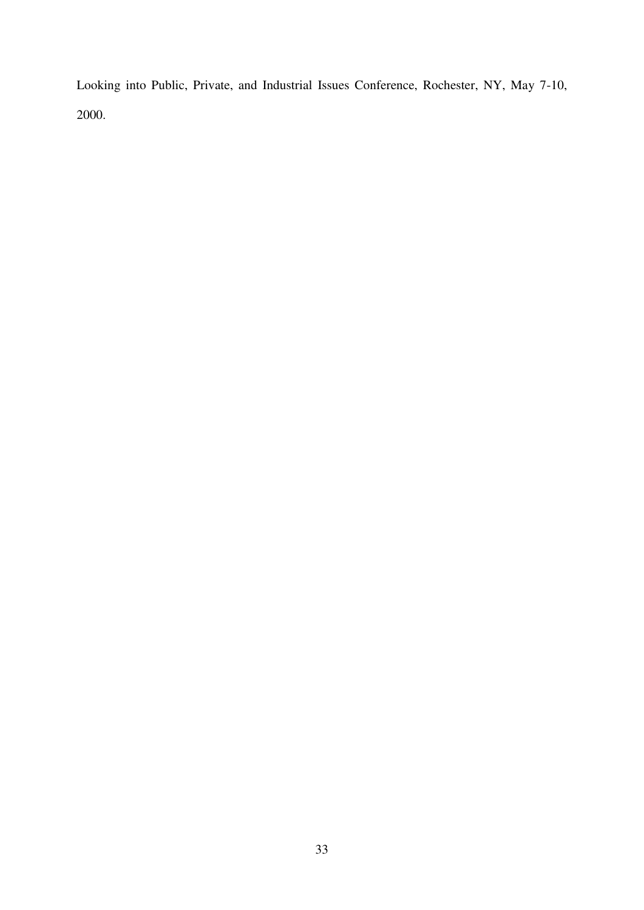Looking into Public, Private, and Industrial Issues Conference, Rochester, NY, May 7-10, 2000.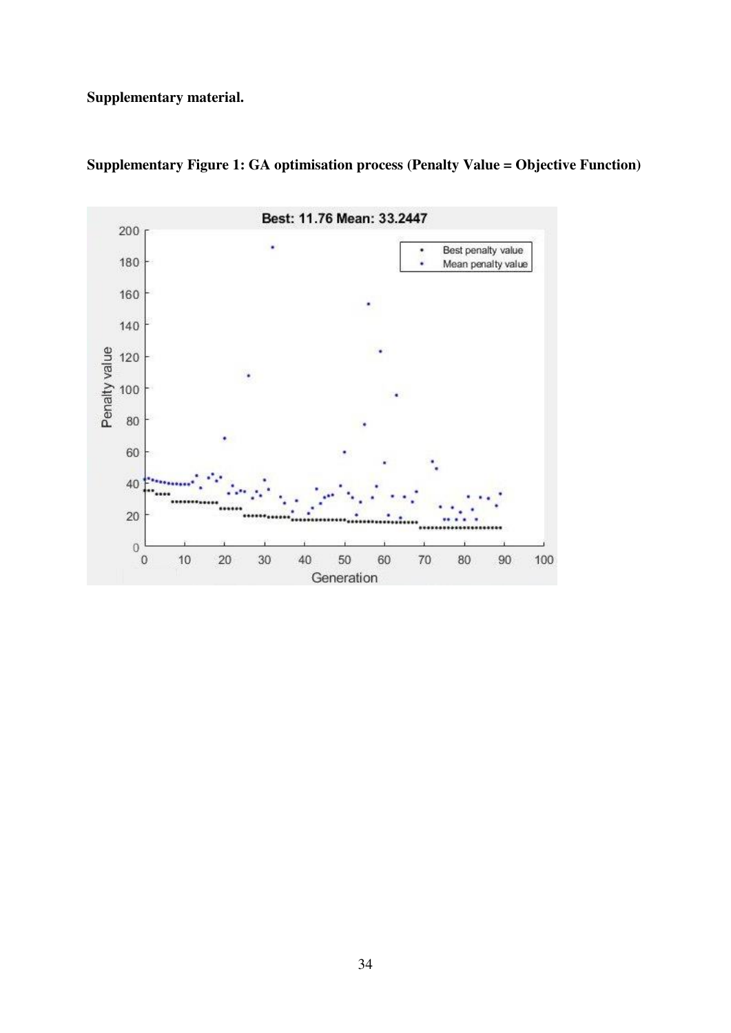**Supplementary material.**

**Supplementary Figure 1: GA optimisation process (Penalty Value = Objective Function)**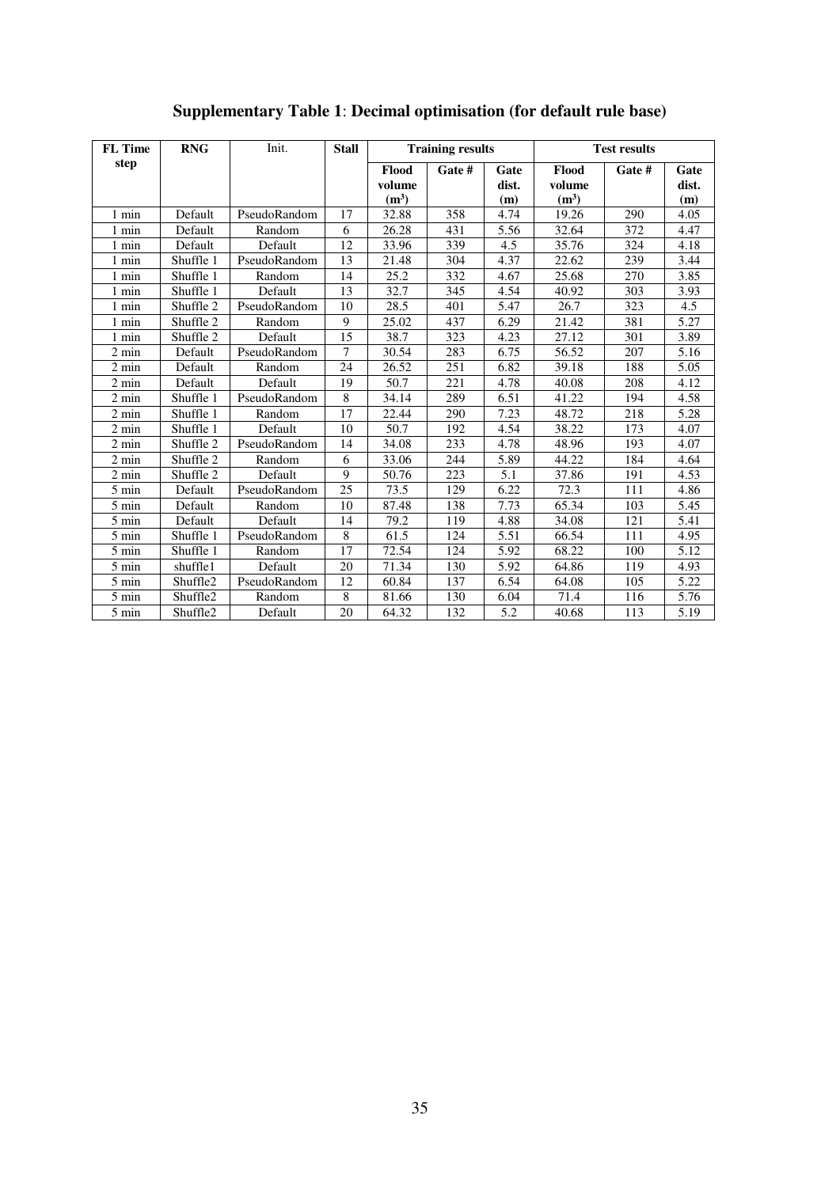**Supplementary Table 1**: **Decimal optimisation (for default rule base)**

| FL Time step | RNG | Init. | Stall | Training results | | | Test results | | |
|---|---|---|---|---|---|---|---|---|---|
| | | | | Flood volume ($m^3$) | Gate # | Gate dist. (m) | Flood volume ($m^3$) | Gate # | Gate dist. (m) |
| 1 min | Default | PseudoRandom | 17 | 32.88 | 358 | 4.74 | 19.26 | 290 | 4.05 |
| 1 min | Default | Random | 6 | 26.28 | 431 | 5.56 | 32.64 | 372 | 4.47 |
| 1 min | Default | Default | 12 | 33.96 | 339 | 4.5 | 35.76 | 324 | 4.18 |
| 1 min | Shuffle 1 | PseudoRandom | 13 | 21.48 | 304 | 4.37 | 22.62 | 239 | 3.44 |
| 1 min | Shuffle 1 | Random | 14 | 25.2 | 332 | 4.67 | 25.68 | 270 | 3.85 |
| 1 min | Shuffle 1 | Default | 13 | 32.7 | 345 | 4.54 | 40.92 | 303 | 3.93 |
| 1 min | Shuffle 2 | PseudoRandom | 10 | 28.5 | 401 | 5.47 | 26.7 | 323 | 4.5 |
| 1 min | Shuffle 2 | Random | 9 | 25.02 | 437 | 6.29 | 21.42 | 381 | 5.27 |
| 1 min | Shuffle 2 | Default | 15 | 38.7 | 323 | 4.23 | 27.12 | 301 | 3.89 |
| 2 min | Default | PseudoRandom | 7 | 30.54 | 283 | 6.75 | 56.52 | 207 | 5.16 |
| 2 min | Default | Random | 24 | 26.52 | 251 | 6.82 | 39.18 | 188 | 5.05 |
| 2 min | Default | Default | 19 | 50.7 | 221 | 4.78 | 40.08 | 208 | 4.12 |
| 2 min | Shuffle 1 | PseudoRandom | 8 | 34.14 | 289 | 6.51 | 41.22 | 194 | 4.58 |
| 2 min | Shuffle 1 | Random | 17 | 22.44 | 290 | 7.23 | 48.72 | 218 | 5.28 |
| 2 min | Shuffle 1 | Default | 10 | 50.7 | 192 | 4.54 | 38.22 | 173 | 4.07 |
| 2 min | Shuffle 2 | PseudoRandom | 14 | 34.08 | 233 | 4.78 | 48.96 | 193 | 4.07 |
| 2 min | Shuffle 2 | Random | 6 | 33.06 | 244 | 5.89 | 44.22 | 184 | 4.64 |
| 2 min | Shuffle 2 | Default | 9 | 50.76 | 223 | 5.1 | 37.86 | 191 | 4.53 |
| 5 min | Default | PseudoRandom | 25 | 73.5 | 129 | 6.22 | 72.3 | 111 | 4.86 |
| 5 min | Default | Random | 10 | 87.48 | 138 | 7.73 | 65.34 | 103 | 5.45 |
| 5 min | Default | Default | 14 | 79.2 | 119 | 4.88 | 34.08 | 121 | 5.41 |
| 5 min | Shuffle 1 | PseudoRandom | 8 | 61.5 | 124 | 5.51 | 66.54 | 111 | 4.95 |
| 5 min | Shuffle 1 | Random | 17 | 72.54 | 124 | 5.92 | 68.22 | 100 | 5.12 |
| 5 min | shuffle1 | Default | 20 | 71.34 | 130 | 5.92 | 64.86 | 119 | 4.93 |
| 5 min | Shuffle2 | PseudoRandom | 12 | 60.84 | 137 | 6.54 | 64.08 | 105 | 5.22 |
| 5 min | Shuffle2 | Random | 8 | 81.66 | 130 | 6.04 | 71.4 | 116 | 5.76 |
| 5 min | Shuffle2 | Default | 20 | 64.32 | 132 | 5.2 | 40.68 | 113 | 5.19 |